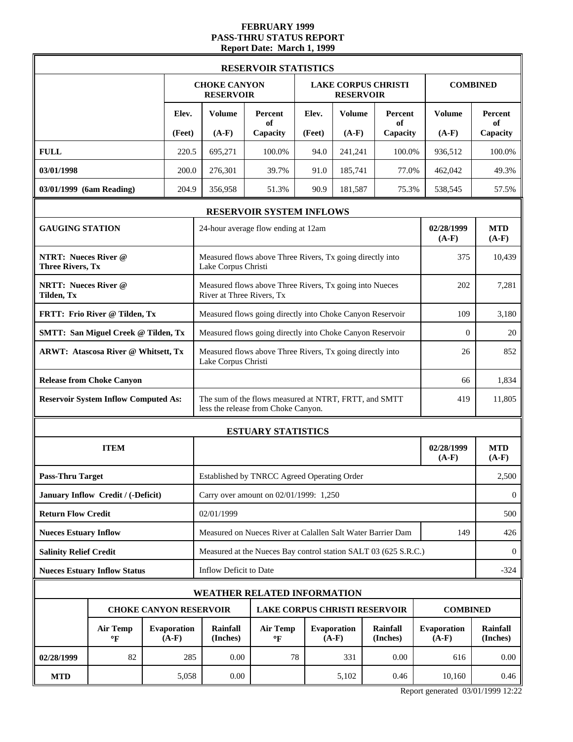# FEBRUARY 1999
# PASS-THRU STATUS REPORT
## Report Date: March 1, 1999

| RESERVOIR STATISTICS | | | | | | | | |
|---|---|---|---|---|---|---|---|---|
| | CHOKE CANYON RESERVOIR | | | LAKE CORPUS CHRISTI RESERVOIR | | | COMBINED | |
| | Elev. (Feet) | Volume (A-F) | Percent of Capacity | Elev. (Feet) | Volume (A-F) | Percent of Capacity | Volume (A-F) | Percent of Capacity |
| **FULL** | 220.5 | 695,271 | 100.0% | 94.0 | 241,241 | 100.0% | 936,512 | 100.0% |
| **03/01/1998** | 200.0 | 276,301 | 39.7% | 91.0 | 185,741 | 77.0% | 462,042 | 49.3% |
| **03/01/1999 (6am Reading)** | 204.9 | 356,958 | 51.3% | 90.9 | 181,587 | 75.3% | 538,545 | 57.5% |

| RESERVOIR SYSTEM INFLOWS | | | |
|---|---|---|---|
| **GAUGING STATION** | 24-hour average flow ending at 12am | **02/28/1999 (A-F)** | **MTD (A-F)** |
| **NTRT: Nueces River @ Three Rivers, Tx** | Measured flows above Three Rivers, Tx going directly into Lake Corpus Christi | 375 | 10,439 |
| **NRTT: Nueces River @ Tilden, Tx** | Measured flows above Three Rivers, Tx going into Nueces River at Three Rivers, Tx | 202 | 7,281 |
| **FRTT: Frio River @ Tilden, Tx** | Measured flows going directly into Choke Canyon Reservoir | 109 | 3,180 |
| **SMTT: San Miguel Creek @ Tilden, Tx** | Measured flows going directly into Choke Canyon Reservoir | 0 | 20 |
| **ARWT: Atascosa River @ Whitsett, Tx** | Measured flows above Three Rivers, Tx going directly into Lake Corpus Christi | 26 | 852 |
| **Release from Choke Canyon** | | 66 | 1,834 |
| **Reservoir System Inflow Computed As:** | The sum of the flows measured at NTRT, FRTT, and SMTT less the release from Choke Canyon. | 419 | 11,805 |

| ESTUARY STATISTICS | | | |
|---|---|---|---|
| **ITEM** | | **02/28/1999 (A-F)** | **MTD (A-F)** |
| **Pass-Thru Target** | Established by TNRCC Agreed Operating Order | | 2,500 |
| **January Inflow Credit / (-Deficit)** | Carry over amount on 02/01/1999: 1,250 | | 0 |
| **Return Flow Credit** | 02/01/1999 | | 500 |
| **Nueces Estuary Inflow** | Measured on Nueces River at Calallen Salt Water Barrier Dam | 149 | 426 |
| **Salinity Relief Credit** | Measured at the Nueces Bay control station SALT 03 (625 S.R.C.) | | 0 |
| **Nueces Estuary Inflow Status** | Inflow Deficit to Date | | -324 |

| WEATHER RELATED INFORMATION | | | | | | | | |
|---|---|---|---|---|---|---|---|---|
| | CHOKE CANYON RESERVOIR | | | LAKE CORPUS CHRISTI RESERVOIR | | | COMBINED | |
| | Air Temp °F | Evaporation (A-F) | Rainfall (Inches) | Air Temp °F | Evaporation (A-F) | Rainfall (Inches) | Evaporation (A-F) | Rainfall (Inches) |
| **02/28/1999** | 82 | 285 | 0.00 | 78 | 331 | 0.00 | 616 | 0.00 |
| **MTD** | | 5,058 | 0.00 | | 5,102 | 0.46 | 10,160 | 0.46 |

Report generated 03/01/1999 12:22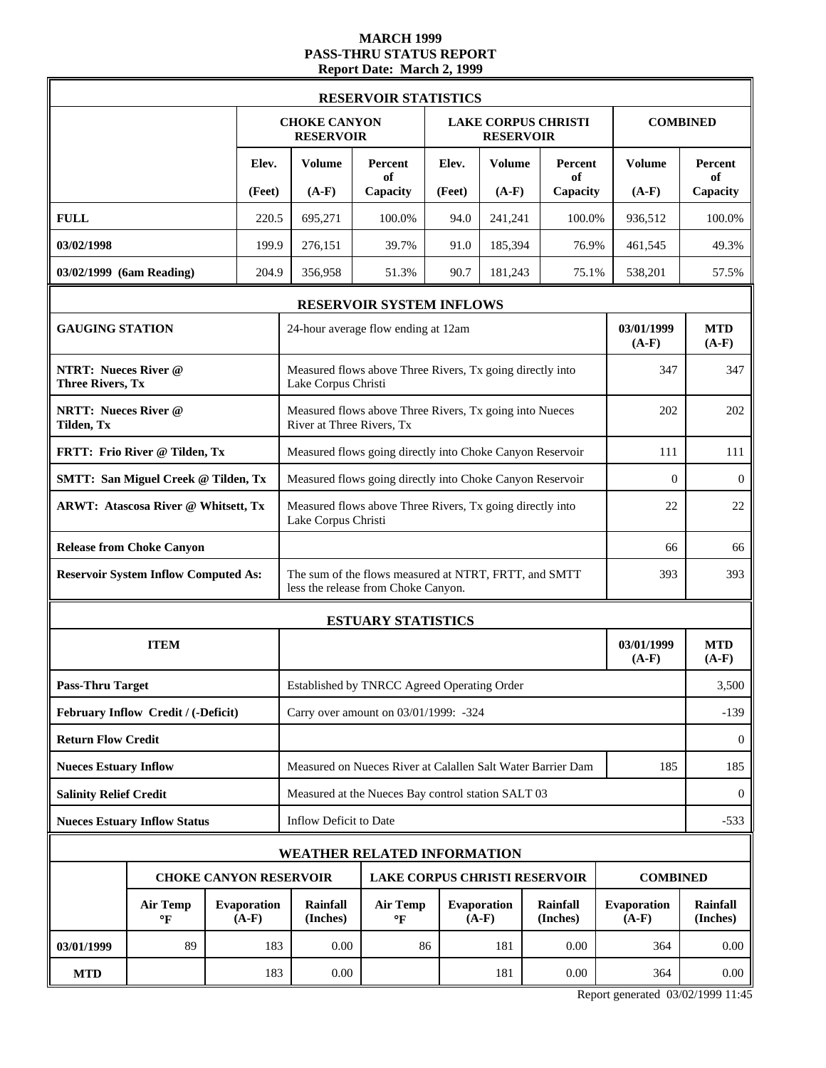# MARCH 1999
# PASS-THRU STATUS REPORT
## Report Date: March 2, 1999

| RESERVOIR STATISTICS | | | | | | | | |
|---|---|---|---|---|---|---|---|---|
| | CHOKE CANYON RESERVOIR | | | LAKE CORPUS CHRISTI RESERVOIR | | | COMBINED | |
| | Elev. (Feet) | Volume (A-F) | Percent of Capacity | Elev. (Feet) | Volume (A-F) | Percent of Capacity | Volume (A-F) | Percent of Capacity |
| **FULL** | 220.5 | 695,271 | 100.0% | 94.0 | 241,241 | 100.0% | 936,512 | 100.0% |
| **03/02/1998** | 199.9 | 276,151 | 39.7% | 91.0 | 185,394 | 76.9% | 461,545 | 49.3% |
| **03/02/1999 (6am Reading)** | 204.9 | 356,958 | 51.3% | 90.7 | 181,243 | 75.1% | 538,201 | 57.5% |

| RESERVOIR SYSTEM INFLOWS | | | |
|---|---|---|---|
| **GAUGING STATION** | 24-hour average flow ending at 12am | **03/01/1999 (A-F)** | **MTD (A-F)** |
| **NTRT: Nueces River @ Three Rivers, Tx** | Measured flows above Three Rivers, Tx going directly into Lake Corpus Christi | 347 | 347 |
| **NRTT: Nueces River @ Tilden, Tx** | Measured flows above Three Rivers, Tx going into Nueces River at Three Rivers, Tx | 202 | 202 |
| **FRTT: Frio River @ Tilden, Tx** | Measured flows going directly into Choke Canyon Reservoir | 111 | 111 |
| **SMTT: San Miguel Creek @ Tilden, Tx** | Measured flows going directly into Choke Canyon Reservoir | 0 | 0 |
| **ARWT: Atascosa River @ Whitsett, Tx** | Measured flows above Three Rivers, Tx going directly into Lake Corpus Christi | 22 | 22 |
| **Release from Choke Canyon** | | 66 | 66 |
| **Reservoir System Inflow Computed As:** | The sum of the flows measured at NTRT, FRTT, and SMTT less the release from Choke Canyon. | 393 | 393 |

| ESTUARY STATISTICS | | | |
|---|---|---|---|
| **ITEM** | | **03/01/1999 (A-F)** | **MTD (A-F)** |
| **Pass-Thru Target** | Established by TNRCC Agreed Operating Order | | 3,500 |
| **February Inflow Credit / (-Deficit)** | Carry over amount on 03/01/1999: -324 | | -139 |
| **Return Flow Credit** | | | 0 |
| **Nueces Estuary Inflow** | Measured on Nueces River at Calallen Salt Water Barrier Dam | 185 | 185 |
| **Salinity Relief Credit** | Measured at the Nueces Bay control station SALT 03 | | 0 |
| **Nueces Estuary Inflow Status** | Inflow Deficit to Date | | -533 |

| WEATHER RELATED INFORMATION | | | | | | | | |
|---|---|---|---|---|---|---|---|---|
| | CHOKE CANYON RESERVOIR | | | LAKE CORPUS CHRISTI RESERVOIR | | | COMBINED | |
| | Air Temp °F | Evaporation (A-F) | Rainfall (Inches) | Air Temp °F | Evaporation (A-F) | Rainfall (Inches) | Evaporation (A-F) | Rainfall (Inches) |
| **03/01/1999** | 89 | 183 | 0.00 | 86 | 181 | 0.00 | 364 | 0.00 |
| **MTD** | | 183 | 0.00 | | 181 | 0.00 | 364 | 0.00 |

Report generated 03/02/1999 11:45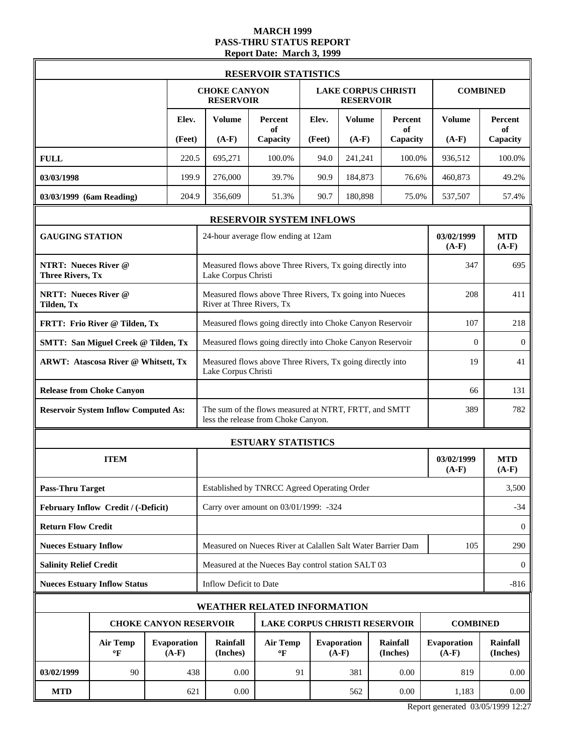# MARCH 1999
# PASS-THRU STATUS REPORT
### Report Date: March 3, 1999

## RESERVOIR STATISTICS

| | CHOKE CANYON RESERVOIR | | | LAKE CORPUS CHRISTI RESERVOIR | | | COMBINED | |
|---|---|---|---|---|---|---|---|---|
| | Elev. (Feet) | Volume (A-F) | Percent of Capacity | Elev. (Feet) | Volume (A-F) | Percent of Capacity | Volume (A-F) | Percent of Capacity |
| **FULL** | 220.5 | 695,271 | 100.0% | 94.0 | 241,241 | 100.0% | 936,512 | 100.0% |
| **03/03/1998** | 199.9 | 276,000 | 39.7% | 90.9 | 184,873 | 76.6% | 460,873 | 49.2% |
| **03/03/1999 (6am Reading)** | 204.9 | 356,609 | 51.3% | 90.7 | 180,898 | 75.0% | 537,507 | 57.4% |

## RESERVOIR SYSTEM INFLOWS

| GAUGING STATION | 24-hour average flow ending at 12am | 03/02/1999 (A-F) | MTD (A-F) |
|---|---|---|---|
| **NTRT: Nueces River @ Three Rivers, Tx** | Measured flows above Three Rivers, Tx going directly into Lake Corpus Christi | 347 | 695 |
| **NRTT: Nueces River @ Tilden, Tx** | Measured flows above Three Rivers, Tx going into Nueces River at Three Rivers, Tx | 208 | 411 |
| **FRTT: Frio River @ Tilden, Tx** | Measured flows going directly into Choke Canyon Reservoir | 107 | 218 |
| **SMTT: San Miguel Creek @ Tilden, Tx** | Measured flows going directly into Choke Canyon Reservoir | 0 | 0 |
| **ARWT: Atascosa River @ Whitsett, Tx** | Measured flows above Three Rivers, Tx going directly into Lake Corpus Christi | 19 | 41 |
| **Release from Choke Canyon** | | 66 | 131 |
| **Reservoir System Inflow Computed As:** | The sum of the flows measured at NTRT, FRTT, and SMTT less the release from Choke Canyon. | 389 | 782 |

## ESTUARY STATISTICS

| ITEM | | 03/02/1999 (A-F) | MTD (A-F) |
|---|---|---|---|
| **Pass-Thru Target** | Established by TNRCC Agreed Operating Order | | 3,500 |
| **February Inflow Credit / (-Deficit)** | Carry over amount on 03/01/1999: -324 | | -34 |
| **Return Flow Credit** | | | 0 |
| **Nueces Estuary Inflow** | Measured on Nueces River at Calallen Salt Water Barrier Dam | 105 | 290 |
| **Salinity Relief Credit** | Measured at the Nueces Bay control station SALT 03 | | 0 |
| **Nueces Estuary Inflow Status** | Inflow Deficit to Date | | -816 |

## WEATHER RELATED INFORMATION

| | CHOKE CANYON RESERVOIR | | | LAKE CORPUS CHRISTI RESERVOIR | | | COMBINED | |
|---|---|---|---|---|---|---|---|---|
| | Air Temp °F | Evaporation (A-F) | Rainfall (Inches) | Air Temp °F | Evaporation (A-F) | Rainfall (Inches) | Evaporation (A-F) | Rainfall (Inches) |
| **03/02/1999** | 90 | 438 | 0.00 | 91 | 381 | 0.00 | 819 | 0.00 |
| **MTD** | | 621 | 0.00 | | 562 | 0.00 | 1,183 | 0.00 |

Report generated 03/05/1999 12:27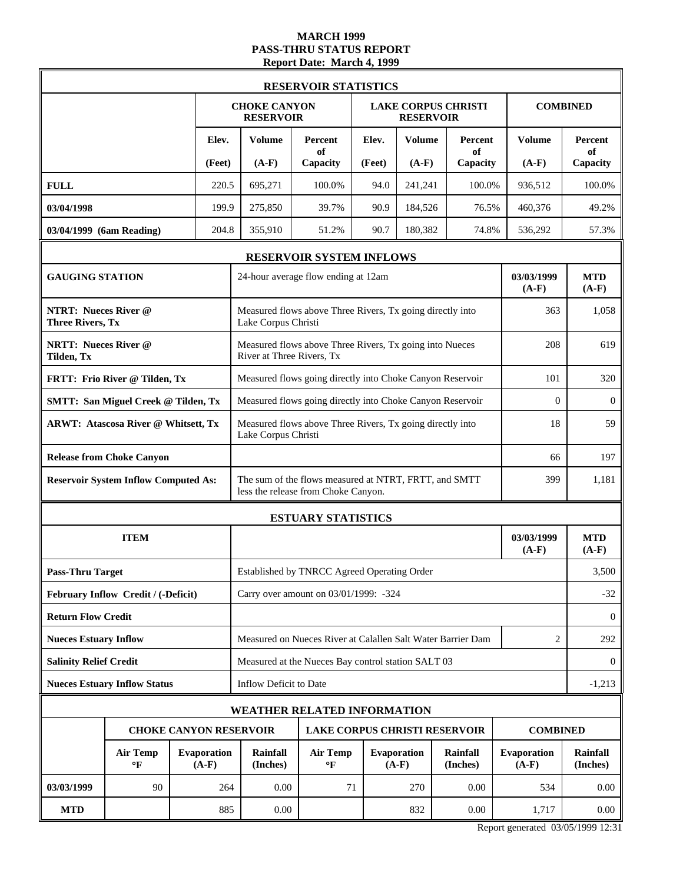# MARCH 1999
## PASS-THRU STATUS REPORT
### Report Date: March 4, 1999

**RESERVOIR STATISTICS**

| | CHOKE CANYON RESERVOIR | | | LAKE CORPUS CHRISTI RESERVOIR | | | COMBINED | |
|---|---|---|---|---|---|---|---|---|
| | Elev. (Feet) | Volume (A-F) | Percent of Capacity | Elev. (Feet) | Volume (A-F) | Percent of Capacity | Volume (A-F) | Percent of Capacity |
| **FULL** | 220.5 | 695,271 | 100.0% | 94.0 | 241,241 | 100.0% | 936,512 | 100.0% |
| **03/04/1998** | 199.9 | 275,850 | 39.7% | 90.9 | 184,526 | 76.5% | 460,376 | 49.2% |
| **03/04/1999 (6am Reading)** | 204.8 | 355,910 | 51.2% | 90.7 | 180,382 | 74.8% | 536,292 | 57.3% |

**RESERVOIR SYSTEM INFLOWS**

| GAUGING STATION | 24-hour average flow ending at 12am | 03/03/1999 (A-F) | MTD (A-F) |
|---|---|---|---|
| **NTRT: Nueces River @ Three Rivers, Tx** | Measured flows above Three Rivers, Tx going directly into Lake Corpus Christi | 363 | 1,058 |
| **NRTT: Nueces River @ Tilden, Tx** | Measured flows above Three Rivers, Tx going into Nueces River at Three Rivers, Tx | 208 | 619 |
| **FRTT: Frio River @ Tilden, Tx** | Measured flows going directly into Choke Canyon Reservoir | 101 | 320 |
| **SMTT: San Miguel Creek @ Tilden, Tx** | Measured flows going directly into Choke Canyon Reservoir | 0 | 0 |
| **ARWT: Atascosa River @ Whitsett, Tx** | Measured flows above Three Rivers, Tx going directly into Lake Corpus Christi | 18 | 59 |
| **Release from Choke Canyon** | | 66 | 197 |
| **Reservoir System Inflow Computed As:** | The sum of the flows measured at NTRT, FRTT, and SMTT less the release from Choke Canyon. | 399 | 1,181 |

**ESTUARY STATISTICS**

| ITEM | | 03/03/1999 (A-F) | MTD (A-F) |
|---|---|---|---|
| **Pass-Thru Target** | Established by TNRCC Agreed Operating Order | | 3,500 |
| **February Inflow Credit / (-Deficit)** | Carry over amount on 03/01/1999: -324 | | -32 |
| **Return Flow Credit** | | | 0 |
| **Nueces Estuary Inflow** | Measured on Nueces River at Calallen Salt Water Barrier Dam | 2 | 292 |
| **Salinity Relief Credit** | Measured at the Nueces Bay control station SALT 03 | | 0 |
| **Nueces Estuary Inflow Status** | Inflow Deficit to Date | | -1,213 |

**WEATHER RELATED INFORMATION**

| | CHOKE CANYON RESERVOIR | | | LAKE CORPUS CHRISTI RESERVOIR | | | COMBINED | |
|---|---|---|---|---|---|---|---|---|
| | Air Temp °F | Evaporation (A-F) | Rainfall (Inches) | Air Temp °F | Evaporation (A-F) | Rainfall (Inches) | Evaporation (A-F) | Rainfall (Inches) |
| **03/03/1999** | 90 | 264 | 0.00 | 71 | 270 | 0.00 | 534 | 0.00 |
| **MTD** | | 885 | 0.00 | | 832 | 0.00 | 1,717 | 0.00 |

Report generated 03/05/1999 12:31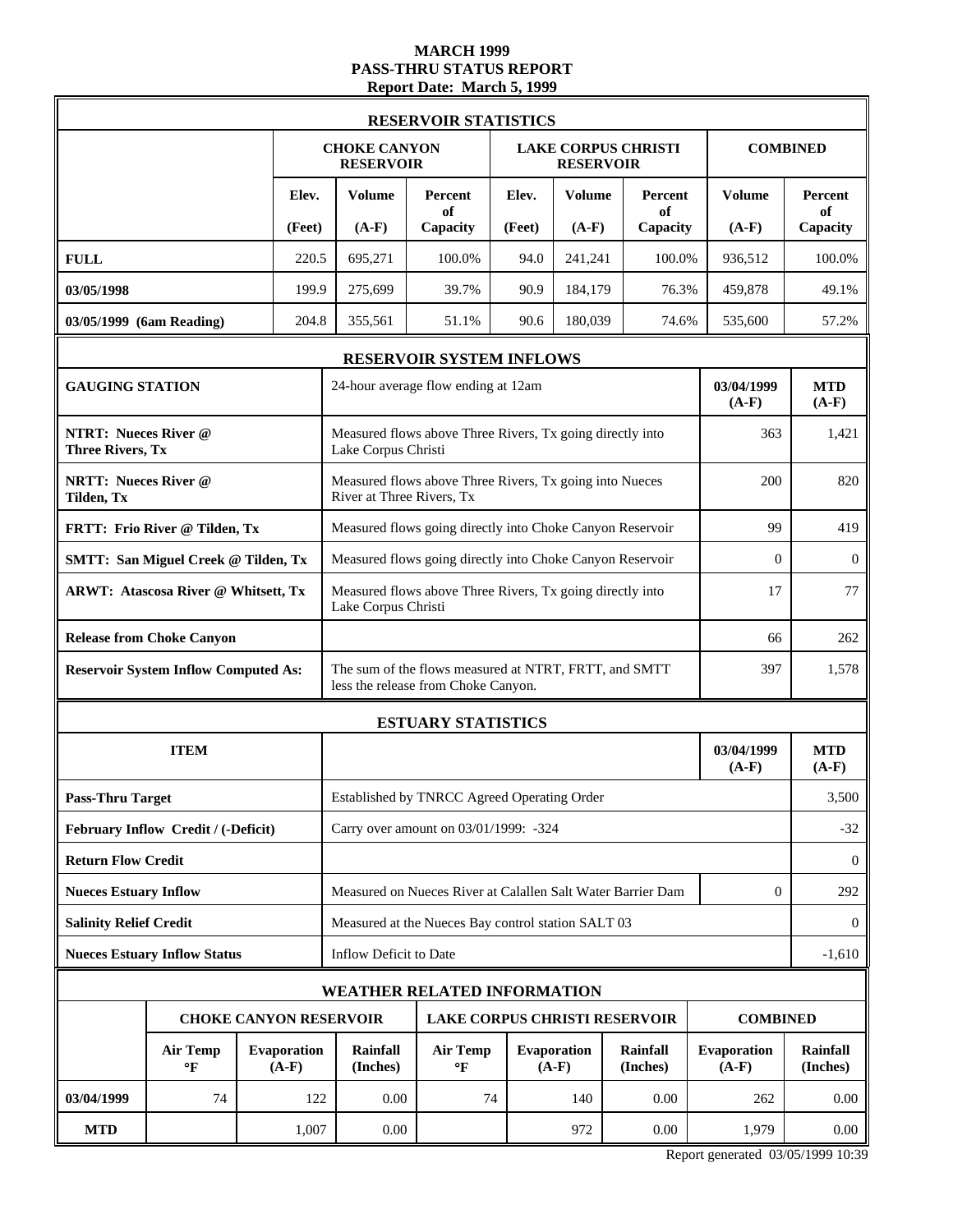**MARCH 1999**
**PASS-THRU STATUS REPORT**
**Report Date: March 5, 1999**

## RESERVOIR STATISTICS

| | CHOKE CANYON RESERVOIR | | | LAKE CORPUS CHRISTI RESERVOIR | | | COMBINED | |
|---|---|---|---|---|---|---|---|---|
| | Elev. (Feet) | Volume (A-F) | Percent of Capacity | Elev. (Feet) | Volume (A-F) | Percent of Capacity | Volume (A-F) | Percent of Capacity |
| **FULL** | 220.5 | 695,271 | 100.0% | 94.0 | 241,241 | 100.0% | 936,512 | 100.0% |
| **03/05/1998** | 199.9 | 275,699 | 39.7% | 90.9 | 184,179 | 76.3% | 459,878 | 49.1% |
| **03/05/1999 (6am Reading)** | 204.8 | 355,561 | 51.1% | 90.6 | 180,039 | 74.6% | 535,600 | 57.2% |

## RESERVOIR SYSTEM INFLOWS

| GAUGING STATION | 24-hour average flow ending at 12am | 03/04/1999 (A-F) | MTD (A-F) |
|---|---|---|---|
| **NTRT: Nueces River @ Three Rivers, Tx** | Measured flows above Three Rivers, Tx going directly into Lake Corpus Christi | 363 | 1,421 |
| **NRTT: Nueces River @ Tilden, Tx** | Measured flows above Three Rivers, Tx going into Nueces River at Three Rivers, Tx | 200 | 820 |
| **FRTT: Frio River @ Tilden, Tx** | Measured flows going directly into Choke Canyon Reservoir | 99 | 419 |
| **SMTT: San Miguel Creek @ Tilden, Tx** | Measured flows going directly into Choke Canyon Reservoir | 0 | 0 |
| **ARWT: Atascosa River @ Whitsett, Tx** | Measured flows above Three Rivers, Tx going directly into Lake Corpus Christi | 17 | 77 |
| **Release from Choke Canyon** | | 66 | 262 |
| **Reservoir System Inflow Computed As:** | The sum of the flows measured at NTRT, FRTT, and SMTT less the release from Choke Canyon. | 397 | 1,578 |

## ESTUARY STATISTICS

| ITEM | | 03/04/1999 (A-F) | MTD (A-F) |
|---|---|---|---|
| **Pass-Thru Target** | Established by TNRCC Agreed Operating Order | | 3,500 |
| **February Inflow Credit / (-Deficit)** | Carry over amount on 03/01/1999: -324 | | -32 |
| **Return Flow Credit** | | | 0 |
| **Nueces Estuary Inflow** | Measured on Nueces River at Calallen Salt Water Barrier Dam | 0 | 292 |
| **Salinity Relief Credit** | Measured at the Nueces Bay control station SALT 03 | | 0 |
| **Nueces Estuary Inflow Status** | Inflow Deficit to Date | | -1,610 |

## WEATHER RELATED INFORMATION

| | CHOKE CANYON RESERVOIR | | | LAKE CORPUS CHRISTI RESERVOIR | | | COMBINED | |
|---|---|---|---|---|---|---|---|---|
| | Air Temp °F | Evaporation (A-F) | Rainfall (Inches) | Air Temp °F | Evaporation (A-F) | Rainfall (Inches) | Evaporation (A-F) | Rainfall (Inches) |
| **03/04/1999** | 74 | 122 | 0.00 | 74 | 140 | 0.00 | 262 | 0.00 |
| **MTD** | | 1,007 | 0.00 | | 972 | 0.00 | 1,979 | 0.00 |

Report generated 03/05/1999 10:39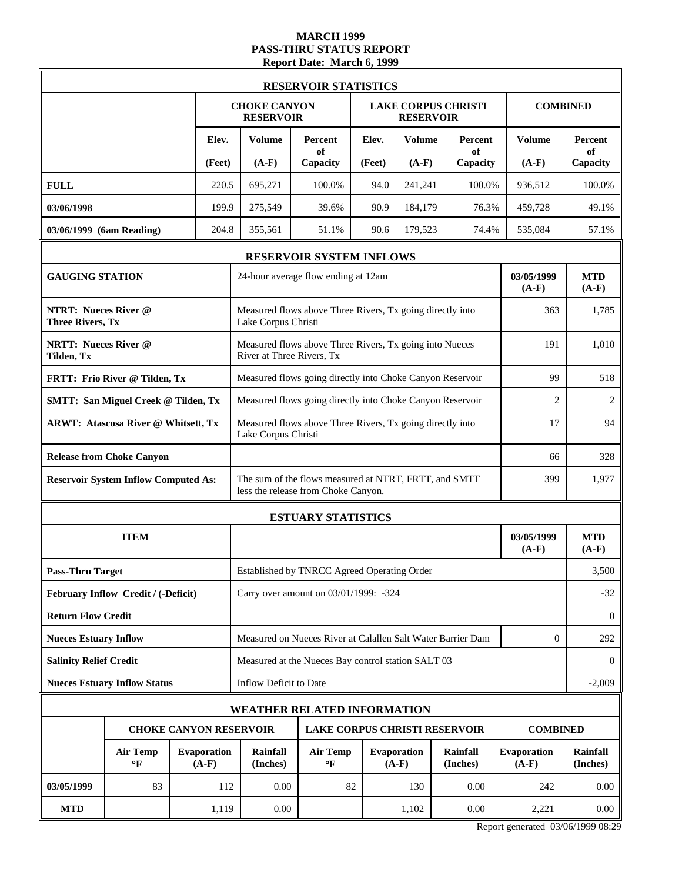# MARCH 1999
## PASS-THRU STATUS REPORT
### Report Date: March 6, 1999

## RESERVOIR STATISTICS

| | CHOKE CANYON RESERVOIR | | | LAKE CORPUS CHRISTI RESERVOIR | | | COMBINED | |
|---|---|---|---|---|---|---|---|---|
| | Elev. (Feet) | Volume (A-F) | Percent of Capacity | Elev. (Feet) | Volume (A-F) | Percent of Capacity | Volume (A-F) | Percent of Capacity |
| **FULL** | 220.5 | 695,271 | 100.0% | 94.0 | 241,241 | 100.0% | 936,512 | 100.0% |
| **03/06/1998** | 199.9 | 275,549 | 39.6% | 90.9 | 184,179 | 76.3% | 459,728 | 49.1% |
| **03/06/1999 (6am Reading)** | 204.8 | 355,561 | 51.1% | 90.6 | 179,523 | 74.4% | 535,084 | 57.1% |

## RESERVOIR SYSTEM INFLOWS

| GAUGING STATION | 24-hour average flow ending at 12am | 03/05/1999 (A-F) | MTD (A-F) |
|---|---|---|---|
| **NTRT: Nueces River @ Three Rivers, Tx** | Measured flows above Three Rivers, Tx going directly into Lake Corpus Christi | 363 | 1,785 |
| **NRTT: Nueces River @ Tilden, Tx** | Measured flows above Three Rivers, Tx going into Nueces River at Three Rivers, Tx | 191 | 1,010 |
| **FRTT: Frio River @ Tilden, Tx** | Measured flows going directly into Choke Canyon Reservoir | 99 | 518 |
| **SMTT: San Miguel Creek @ Tilden, Tx** | Measured flows going directly into Choke Canyon Reservoir | 2 | 2 |
| **ARWT: Atascosa River @ Whitsett, Tx** | Measured flows above Three Rivers, Tx going directly into Lake Corpus Christi | 17 | 94 |
| **Release from Choke Canyon** | | 66 | 328 |
| **Reservoir System Inflow Computed As:** | The sum of the flows measured at NTRT, FRTT, and SMTT less the release from Choke Canyon. | 399 | 1,977 |

## ESTUARY STATISTICS

| ITEM | | 03/05/1999 (A-F) | MTD (A-F) |
|---|---|---|---|
| **Pass-Thru Target** | Established by TNRCC Agreed Operating Order | | 3,500 |
| **February Inflow Credit / (-Deficit)** | Carry over amount on 03/01/1999: -324 | | -32 |
| **Return Flow Credit** | | | 0 |
| **Nueces Estuary Inflow** | Measured on Nueces River at Calallen Salt Water Barrier Dam | 0 | 292 |
| **Salinity Relief Credit** | Measured at the Nueces Bay control station SALT 03 | | 0 |
| **Nueces Estuary Inflow Status** | Inflow Deficit to Date | | -2,009 |

## WEATHER RELATED INFORMATION

| | CHOKE CANYON RESERVOIR | | | LAKE CORPUS CHRISTI RESERVOIR | | | COMBINED | |
|---|---|---|---|---|---|---|---|---|
| | Air Temp °F | Evaporation (A-F) | Rainfall (Inches) | Air Temp °F | Evaporation (A-F) | Rainfall (Inches) | Evaporation (A-F) | Rainfall (Inches) |
| **03/05/1999** | 83 | 112 | 0.00 | 82 | 130 | 0.00 | 242 | 0.00 |
| **MTD** | | 1,119 | 0.00 | | 1,102 | 0.00 | 2,221 | 0.00 |

Report generated 03/06/1999 08:29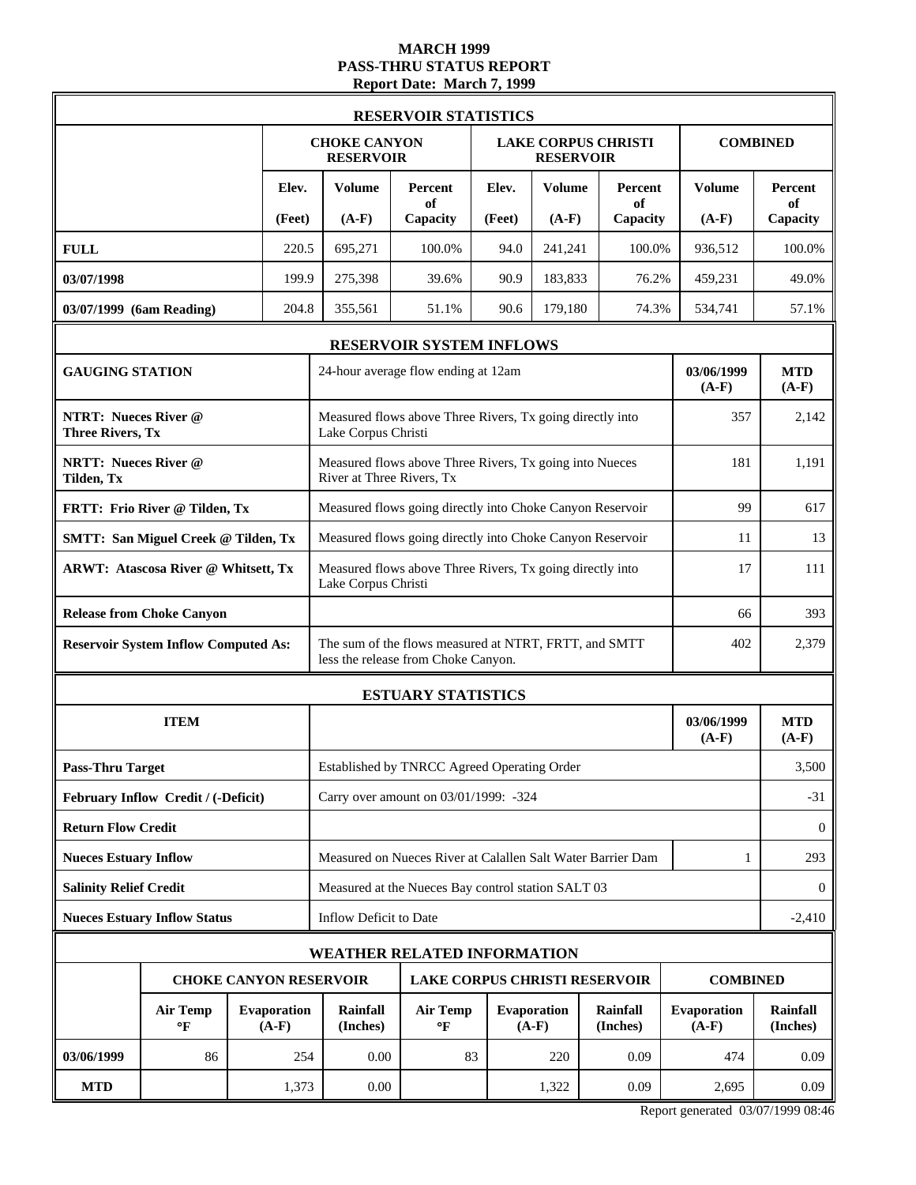# MARCH 1999
# PASS-THRU STATUS REPORT
## Report Date: March 7, 1999

### RESERVOIR STATISTICS

| | CHOKE CANYON RESERVOIR | | | LAKE CORPUS CHRISTI RESERVOIR | | | COMBINED | |
|---|---|---|---|---|---|---|---|---|
| | Elev. (Feet) | Volume (A-F) | Percent of Capacity | Elev. (Feet) | Volume (A-F) | Percent of Capacity | Volume (A-F) | Percent of Capacity |
| **FULL** | 220.5 | 695,271 | 100.0% | 94.0 | 241,241 | 100.0% | 936,512 | 100.0% |
| **03/07/1998** | 199.9 | 275,398 | 39.6% | 90.9 | 183,833 | 76.2% | 459,231 | 49.0% |
| **03/07/1999 (6am Reading)** | 204.8 | 355,561 | 51.1% | 90.6 | 179,180 | 74.3% | 534,741 | 57.1% |

### RESERVOIR SYSTEM INFLOWS

| GAUGING STATION | 24-hour average flow ending at 12am | 03/06/1999 (A-F) | MTD (A-F) |
|---|---|---|---|
| **NTRT: Nueces River @ Three Rivers, Tx** | Measured flows above Three Rivers, Tx going directly into Lake Corpus Christi | 357 | 2,142 |
| **NRTT: Nueces River @ Tilden, Tx** | Measured flows above Three Rivers, Tx going into Nueces River at Three Rivers, Tx | 181 | 1,191 |
| **FRTT: Frio River @ Tilden, Tx** | Measured flows going directly into Choke Canyon Reservoir | 99 | 617 |
| **SMTT: San Miguel Creek @ Tilden, Tx** | Measured flows going directly into Choke Canyon Reservoir | 11 | 13 |
| **ARWT: Atascosa River @ Whitsett, Tx** | Measured flows above Three Rivers, Tx going directly into Lake Corpus Christi | 17 | 111 |
| **Release from Choke Canyon** | | 66 | 393 |
| **Reservoir System Inflow Computed As:** | The sum of the flows measured at NTRT, FRTT, and SMTT less the release from Choke Canyon. | 402 | 2,379 |

### ESTUARY STATISTICS

| ITEM | | 03/06/1999 (A-F) | MTD (A-F) |
|---|---|---|---|
| **Pass-Thru Target** | Established by TNRCC Agreed Operating Order | | 3,500 |
| **February Inflow Credit / (-Deficit)** | Carry over amount on 03/01/1999: -324 | | -31 |
| **Return Flow Credit** | | | 0 |
| **Nueces Estuary Inflow** | Measured on Nueces River at Calallen Salt Water Barrier Dam | 1 | 293 |
| **Salinity Relief Credit** | Measured at the Nueces Bay control station SALT 03 | | 0 |
| **Nueces Estuary Inflow Status** | Inflow Deficit to Date | | -2,410 |

### WEATHER RELATED INFORMATION

| | CHOKE CANYON RESERVOIR | | | LAKE CORPUS CHRISTI RESERVOIR | | | COMBINED | |
|---|---|---|---|---|---|---|---|---|
| | Air Temp °F | Evaporation (A-F) | Rainfall (Inches) | Air Temp °F | Evaporation (A-F) | Rainfall (Inches) | Evaporation (A-F) | Rainfall (Inches) |
| **03/06/1999** | 86 | 254 | 0.00 | 83 | 220 | 0.09 | 474 | 0.09 |
| **MTD** | | 1,373 | 0.00 | | 1,322 | 0.09 | 2,695 | 0.09 |

Report generated 03/07/1999 08:46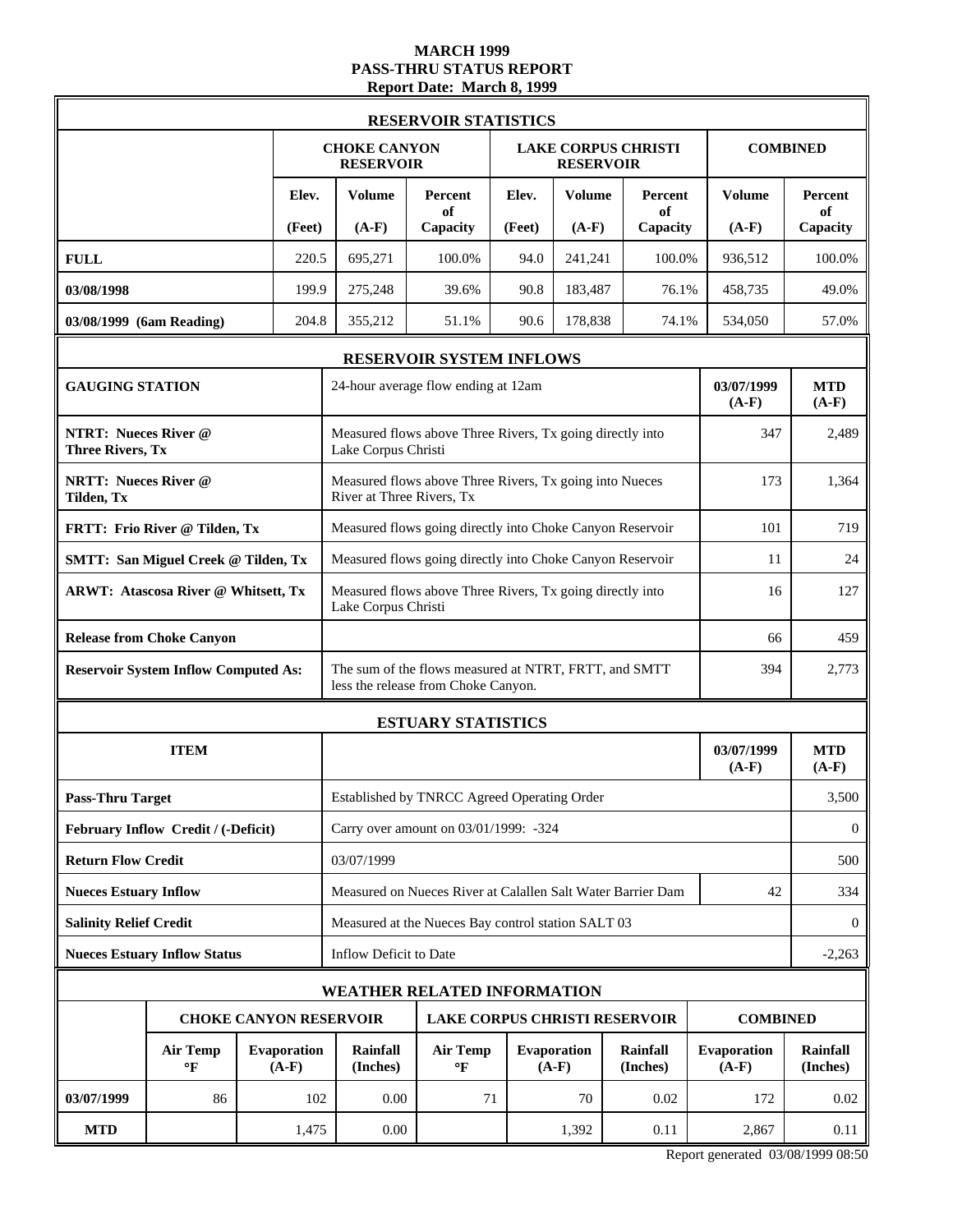# MARCH 1999
## PASS-THRU STATUS REPORT
### Report Date: March 8, 1999

## RESERVOIR STATISTICS

| | CHOKE CANYON RESERVOIR | | | LAKE CORPUS CHRISTI RESERVOIR | | | COMBINED | |
|---|---|---|---|---|---|---|---|---|
| | Elev. (Feet) | Volume (A-F) | Percent of Capacity | Elev. (Feet) | Volume (A-F) | Percent of Capacity | Volume (A-F) | Percent of Capacity |
| **FULL** | 220.5 | 695,271 | 100.0% | 94.0 | 241,241 | 100.0% | 936,512 | 100.0% |
| **03/08/1998** | 199.9 | 275,248 | 39.6% | 90.8 | 183,487 | 76.1% | 458,735 | 49.0% |
| **03/08/1999 (6am Reading)** | 204.8 | 355,212 | 51.1% | 90.6 | 178,838 | 74.1% | 534,050 | 57.0% |

## RESERVOIR SYSTEM INFLOWS

| GAUGING STATION | 24-hour average flow ending at 12am | 03/07/1999 (A-F) | MTD (A-F) |
|---|---|---|---|
| **NTRT: Nueces River @ Three Rivers, Tx** | Measured flows above Three Rivers, Tx going directly into Lake Corpus Christi | 347 | 2,489 |
| **NRTT: Nueces River @ Tilden, Tx** | Measured flows above Three Rivers, Tx going into Nueces River at Three Rivers, Tx | 173 | 1,364 |
| **FRTT: Frio River @ Tilden, Tx** | Measured flows going directly into Choke Canyon Reservoir | 101 | 719 |
| **SMTT: San Miguel Creek @ Tilden, Tx** | Measured flows going directly into Choke Canyon Reservoir | 11 | 24 |
| **ARWT: Atascosa River @ Whitsett, Tx** | Measured flows above Three Rivers, Tx going directly into Lake Corpus Christi | 16 | 127 |
| **Release from Choke Canyon** | | 66 | 459 |
| **Reservoir System Inflow Computed As:** | The sum of the flows measured at NTRT, FRTT, and SMTT less the release from Choke Canyon. | 394 | 2,773 |

## ESTUARY STATISTICS

| ITEM | | 03/07/1999 (A-F) | MTD (A-F) |
|---|---|---|---|
| **Pass-Thru Target** | Established by TNRCC Agreed Operating Order | | 3,500 |
| **February Inflow Credit / (-Deficit)** | Carry over amount on 03/01/1999: -324 | | 0 |
| **Return Flow Credit** | 03/07/1999 | | 500 |
| **Nueces Estuary Inflow** | Measured on Nueces River at Calallen Salt Water Barrier Dam | 42 | 334 |
| **Salinity Relief Credit** | Measured at the Nueces Bay control station SALT 03 | | 0 |
| **Nueces Estuary Inflow Status** | Inflow Deficit to Date | | -2,263 |

## WEATHER RELATED INFORMATION

| | CHOKE CANYON RESERVOIR | | | LAKE CORPUS CHRISTI RESERVOIR | | | COMBINED | |
|---|---|---|---|---|---|---|---|---|
| | Air Temp °F | Evaporation (A-F) | Rainfall (Inches) | Air Temp °F | Evaporation (A-F) | Rainfall (Inches) | Evaporation (A-F) | Rainfall (Inches) |
| **03/07/1999** | 86 | 102 | 0.00 | 71 | 70 | 0.02 | 172 | 0.02 |
| **MTD** | | 1,475 | 0.00 | | 1,392 | 0.11 | 2,867 | 0.11 |

Report generated 03/08/1999 08:50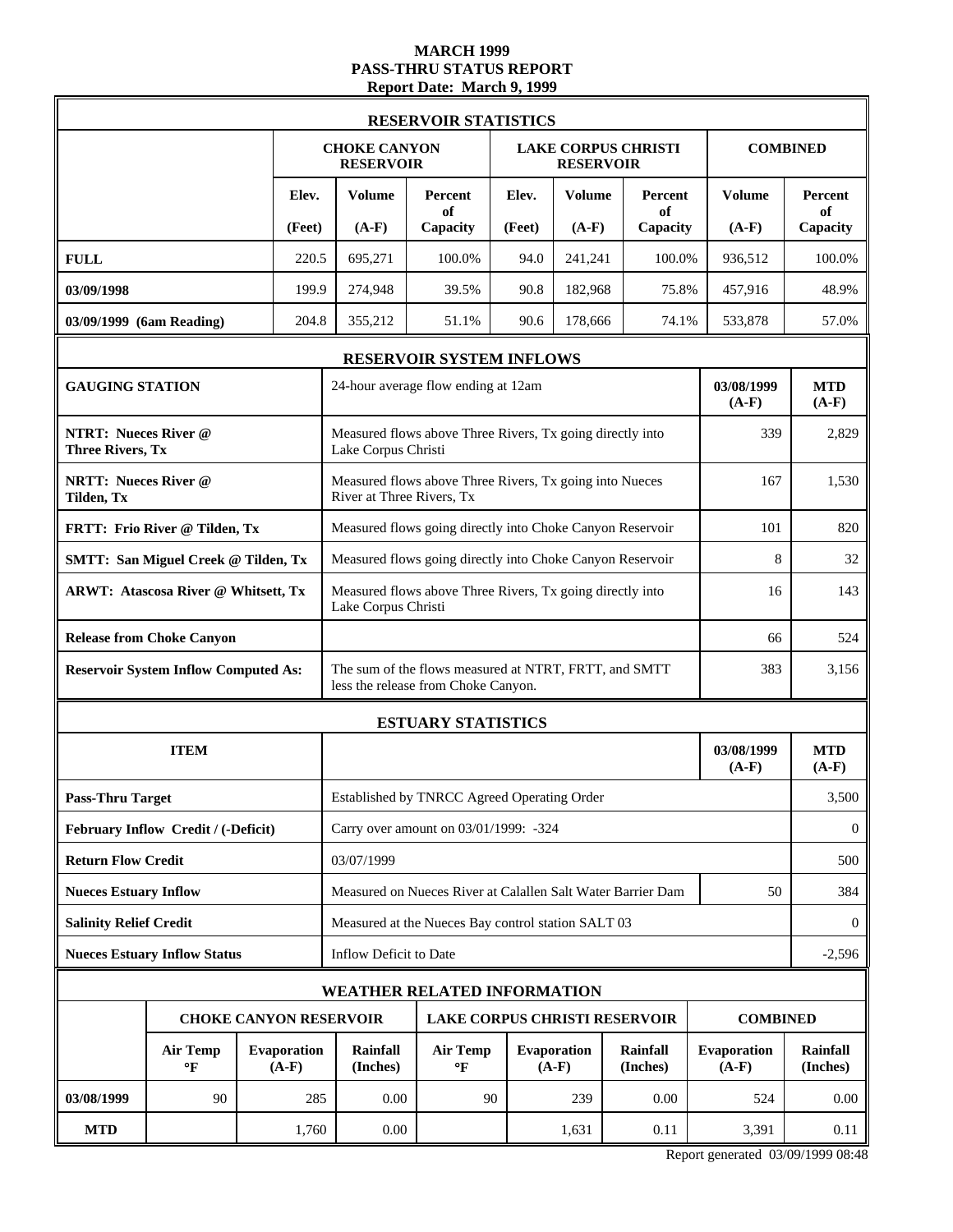# MARCH 1999
# PASS-THRU STATUS REPORT
## Report Date: March 9, 1999

### RESERVOIR STATISTICS

| | CHOKE CANYON RESERVOIR | | | LAKE CORPUS CHRISTI RESERVOIR | | | COMBINED | |
|---|---|---|---|---|---|---|---|---|
| | Elev. (Feet) | Volume (A-F) | Percent of Capacity | Elev. (Feet) | Volume (A-F) | Percent of Capacity | Volume (A-F) | Percent of Capacity |
| FULL | 220.5 | 695,271 | 100.0% | 94.0 | 241,241 | 100.0% | 936,512 | 100.0% |
| 03/09/1998 | 199.9 | 274,948 | 39.5% | 90.8 | 182,968 | 75.8% | 457,916 | 48.9% |
| 03/09/1999 (6am Reading) | 204.8 | 355,212 | 51.1% | 90.6 | 178,666 | 74.1% | 533,878 | 57.0% |

### RESERVOIR SYSTEM INFLOWS

| GAUGING STATION | 24-hour average flow ending at 12am | 03/08/1999 (A-F) | MTD (A-F) |
|---|---|---|---|
| NTRT: Nueces River @ Three Rivers, Tx | Measured flows above Three Rivers, Tx going directly into Lake Corpus Christi | 339 | 2,829 |
| NRTT: Nueces River @ Tilden, Tx | Measured flows above Three Rivers, Tx going into Nueces River at Three Rivers, Tx | 167 | 1,530 |
| FRTT: Frio River @ Tilden, Tx | Measured flows going directly into Choke Canyon Reservoir | 101 | 820 |
| SMTT: San Miguel Creek @ Tilden, Tx | Measured flows going directly into Choke Canyon Reservoir | 8 | 32 |
| ARWT: Atascosa River @ Whitsett, Tx | Measured flows above Three Rivers, Tx going directly into Lake Corpus Christi | 16 | 143 |
| Release from Choke Canyon | | 66 | 524 |
| Reservoir System Inflow Computed As: | The sum of the flows measured at NTRT, FRTT, and SMTT less the release from Choke Canyon. | 383 | 3,156 |

### ESTUARY STATISTICS

| ITEM | | 03/08/1999 (A-F) | MTD (A-F) |
|---|---|---|---|
| Pass-Thru Target | Established by TNRCC Agreed Operating Order | | 3,500 |
| February Inflow Credit / (-Deficit) | Carry over amount on 03/01/1999: -324 | | 0 |
| Return Flow Credit | 03/07/1999 | | 500 |
| Nueces Estuary Inflow | Measured on Nueces River at Calallen Salt Water Barrier Dam | 50 | 384 |
| Salinity Relief Credit | Measured at the Nueces Bay control station SALT 03 | | 0 |
| Nueces Estuary Inflow Status | Inflow Deficit to Date | | -2,596 |

### WEATHER RELATED INFORMATION

| | CHOKE CANYON RESERVOIR | | | LAKE CORPUS CHRISTI RESERVOIR | | | COMBINED | |
|---|---|---|---|---|---|---|---|---|
| | Air Temp °F | Evaporation (A-F) | Rainfall (Inches) | Air Temp °F | Evaporation (A-F) | Rainfall (Inches) | Evaporation (A-F) | Rainfall (Inches) |
| 03/08/1999 | 90 | 285 | 0.00 | 90 | 239 | 0.00 | 524 | 0.00 |
| MTD | | 1,760 | 0.00 | | 1,631 | 0.11 | 3,391 | 0.11 |

Report generated 03/09/1999 08:48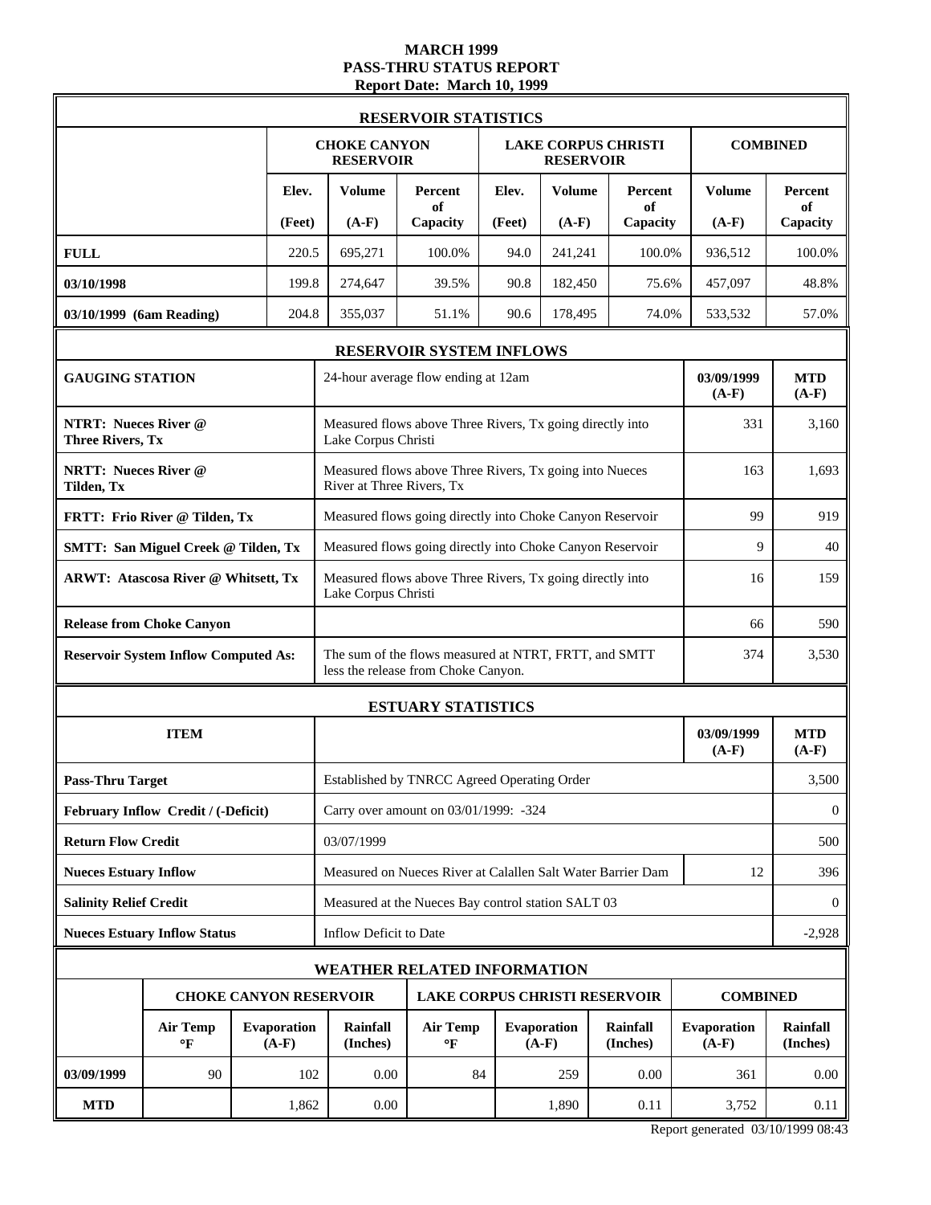**MARCH 1999**
**PASS-THRU STATUS REPORT**
**Report Date: March 10, 1999**

## RESERVOIR STATISTICS

| | CHOKE CANYON RESERVOIR | | | LAKE CORPUS CHRISTI RESERVOIR | | | COMBINED | |
|---|---|---|---|---|---|---|---|---|
| | Elev. (Feet) | Volume (A-F) | Percent of Capacity | Elev. (Feet) | Volume (A-F) | Percent of Capacity | Volume (A-F) | Percent of Capacity |
| **FULL** | 220.5 | 695,271 | 100.0% | 94.0 | 241,241 | 100.0% | 936,512 | 100.0% |
| **03/10/1998** | 199.8 | 274,647 | 39.5% | 90.8 | 182,450 | 75.6% | 457,097 | 48.8% |
| **03/10/1999 (6am Reading)** | 204.8 | 355,037 | 51.1% | 90.6 | 178,495 | 74.0% | 533,532 | 57.0% |

## RESERVOIR SYSTEM INFLOWS

| GAUGING STATION | 24-hour average flow ending at 12am | 03/09/1999 (A-F) | MTD (A-F) |
|---|---|---|---|
| **NTRT: Nueces River @ Three Rivers, Tx** | Measured flows above Three Rivers, Tx going directly into Lake Corpus Christi | 331 | 3,160 |
| **NRTT: Nueces River @ Tilden, Tx** | Measured flows above Three Rivers, Tx going into Nueces River at Three Rivers, Tx | 163 | 1,693 |
| **FRTT: Frio River @ Tilden, Tx** | Measured flows going directly into Choke Canyon Reservoir | 99 | 919 |
| **SMTT: San Miguel Creek @ Tilden, Tx** | Measured flows going directly into Choke Canyon Reservoir | 9 | 40 |
| **ARWT: Atascosa River @ Whitsett, Tx** | Measured flows above Three Rivers, Tx going directly into Lake Corpus Christi | 16 | 159 |
| **Release from Choke Canyon** | | 66 | 590 |
| **Reservoir System Inflow Computed As:** | The sum of the flows measured at NTRT, FRTT, and SMTT less the release from Choke Canyon. | 374 | 3,530 |

## ESTUARY STATISTICS

| ITEM | | 03/09/1999 (A-F) | MTD (A-F) |
|---|---|---|---|
| **Pass-Thru Target** | Established by TNRCC Agreed Operating Order | | 3,500 |
| **February Inflow Credit / (-Deficit)** | Carry over amount on 03/01/1999: -324 | | 0 |
| **Return Flow Credit** | 03/07/1999 | | 500 |
| **Nueces Estuary Inflow** | Measured on Nueces River at Calallen Salt Water Barrier Dam | 12 | 396 |
| **Salinity Relief Credit** | Measured at the Nueces Bay control station SALT 03 | | 0 |
| **Nueces Estuary Inflow Status** | Inflow Deficit to Date | | -2,928 |

## WEATHER RELATED INFORMATION

| | CHOKE CANYON RESERVOIR | | | LAKE CORPUS CHRISTI RESERVOIR | | | COMBINED | |
|---|---|---|---|---|---|---|---|---|
| | Air Temp °F | Evaporation (A-F) | Rainfall (Inches) | Air Temp °F | Evaporation (A-F) | Rainfall (Inches) | Evaporation (A-F) | Rainfall (Inches) |
| **03/09/1999** | 90 | 102 | 0.00 | 84 | 259 | 0.00 | 361 | 0.00 |
| **MTD** | | 1,862 | 0.00 | | 1,890 | 0.11 | 3,752 | 0.11 |

Report generated 03/10/1999 08:43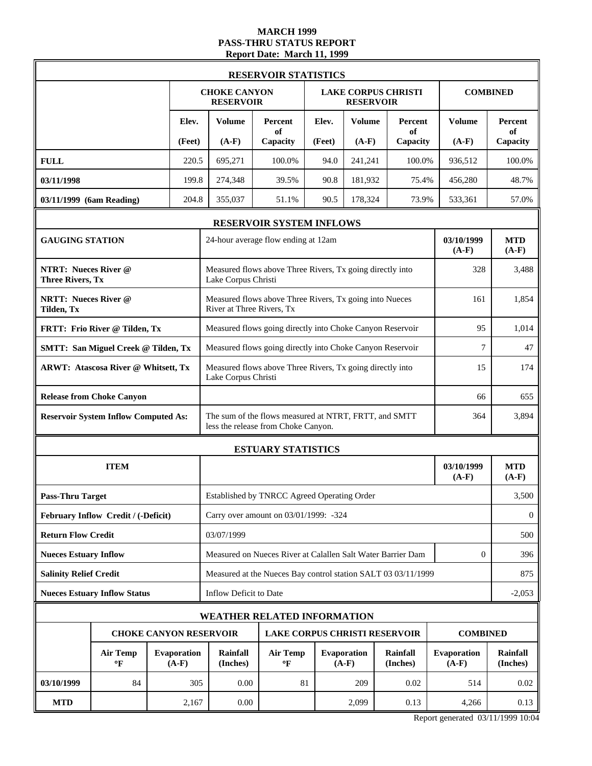**MARCH 1999**
**PASS-THRU STATUS REPORT**
**Report Date: March 11, 1999**

## RESERVOIR STATISTICS

| | CHOKE CANYON RESERVOIR | | | LAKE CORPUS CHRISTI RESERVOIR | | | COMBINED | |
|---|---|---|---|---|---|---|---|---|
| | Elev. (Feet) | Volume (A-F) | Percent of Capacity | Elev. (Feet) | Volume (A-F) | Percent of Capacity | Volume (A-F) | Percent of Capacity |
| **FULL** | 220.5 | 695,271 | 100.0% | 94.0 | 241,241 | 100.0% | 936,512 | 100.0% |
| **03/11/1998** | 199.8 | 274,348 | 39.5% | 90.8 | 181,932 | 75.4% | 456,280 | 48.7% |
| **03/11/1999 (6am Reading)** | 204.8 | 355,037 | 51.1% | 90.5 | 178,324 | 73.9% | 533,361 | 57.0% |

## RESERVOIR SYSTEM INFLOWS

| GAUGING STATION | 24-hour average flow ending at 12am | 03/10/1999 (A-F) | MTD (A-F) |
|---|---|---|---|
| **NTRT: Nueces River @ Three Rivers, Tx** | Measured flows above Three Rivers, Tx going directly into Lake Corpus Christi | 328 | 3,488 |
| **NRTT: Nueces River @ Tilden, Tx** | Measured flows above Three Rivers, Tx going into Nueces River at Three Rivers, Tx | 161 | 1,854 |
| **FRTT: Frio River @ Tilden, Tx** | Measured flows going directly into Choke Canyon Reservoir | 95 | 1,014 |
| **SMTT: San Miguel Creek @ Tilden, Tx** | Measured flows going directly into Choke Canyon Reservoir | 7 | 47 |
| **ARWT: Atascosa River @ Whitsett, Tx** | Measured flows above Three Rivers, Tx going directly into Lake Corpus Christi | 15 | 174 |
| **Release from Choke Canyon** | | 66 | 655 |
| **Reservoir System Inflow Computed As:** | The sum of the flows measured at NTRT, FRTT, and SMTT less the release from Choke Canyon. | 364 | 3,894 |

## ESTUARY STATISTICS

| ITEM | | 03/10/1999 (A-F) | MTD (A-F) |
|---|---|---|---|
| **Pass-Thru Target** | Established by TNRCC Agreed Operating Order | | 3,500 |
| **February Inflow Credit / (-Deficit)** | Carry over amount on 03/01/1999: -324 | | 0 |
| **Return Flow Credit** | 03/07/1999 | | 500 |
| **Nueces Estuary Inflow** | Measured on Nueces River at Calallen Salt Water Barrier Dam | 0 | 396 |
| **Salinity Relief Credit** | Measured at the Nueces Bay control station SALT 03 03/11/1999 | | 875 |
| **Nueces Estuary Inflow Status** | Inflow Deficit to Date | | -2,053 |

## WEATHER RELATED INFORMATION

| | CHOKE CANYON RESERVOIR | | | LAKE CORPUS CHRISTI RESERVOIR | | | COMBINED | |
|---|---|---|---|---|---|---|---|---|
| | Air Temp °F | Evaporation (A-F) | Rainfall (Inches) | Air Temp °F | Evaporation (A-F) | Rainfall (Inches) | Evaporation (A-F) | Rainfall (Inches) |
| **03/10/1999** | 84 | 305 | 0.00 | 81 | 209 | 0.02 | 514 | 0.02 |
| **MTD** | | 2,167 | 0.00 | | 2,099 | 0.13 | 4,266 | 0.13 |

Report generated 03/11/1999 10:04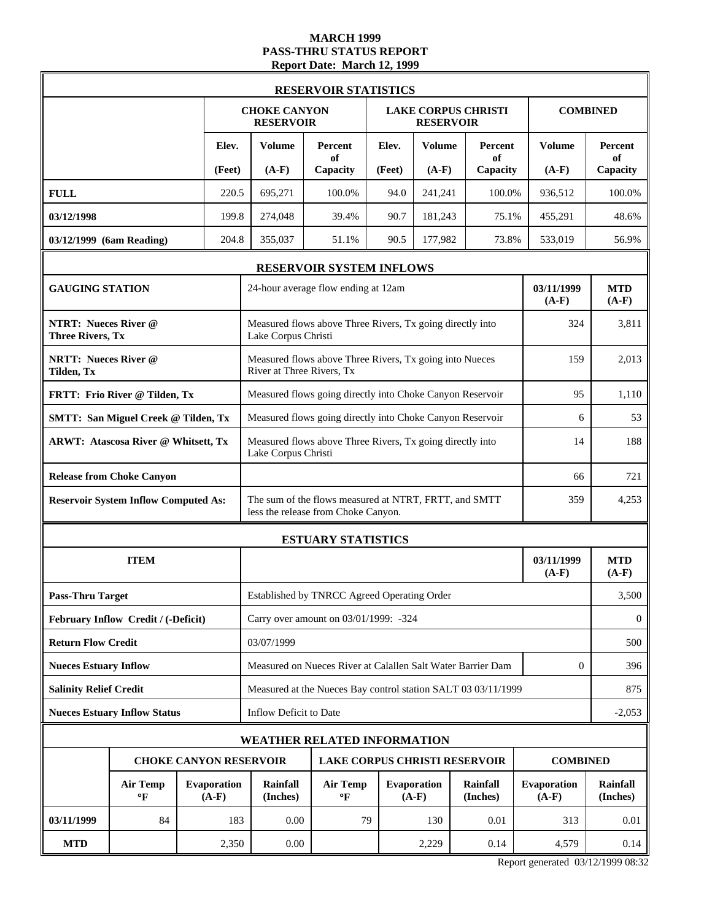# MARCH 1999
# PASS-THRU STATUS REPORT
## Report Date: March 12, 1999

### RESERVOIR STATISTICS

| | CHOKE CANYON RESERVOIR | | | LAKE CORPUS CHRISTI RESERVOIR | | | COMBINED | |
|---|---|---|---|---|---|---|---|---|
| | Elev. (Feet) | Volume (A-F) | Percent of Capacity | Elev. (Feet) | Volume (A-F) | Percent of Capacity | Volume (A-F) | Percent of Capacity |
| **FULL** | 220.5 | 695,271 | 100.0% | 94.0 | 241,241 | 100.0% | 936,512 | 100.0% |
| **03/12/1998** | 199.8 | 274,048 | 39.4% | 90.7 | 181,243 | 75.1% | 455,291 | 48.6% |
| **03/12/1999 (6am Reading)** | 204.8 | 355,037 | 51.1% | 90.5 | 177,982 | 73.8% | 533,019 | 56.9% |

### RESERVOIR SYSTEM INFLOWS

| GAUGING STATION | 24-hour average flow ending at 12am | 03/11/1999 (A-F) | MTD (A-F) |
|---|---|---|---|
| **NTRT: Nueces River @ Three Rivers, Tx** | Measured flows above Three Rivers, Tx going directly into Lake Corpus Christi | 324 | 3,811 |
| **NRTT: Nueces River @ Tilden, Tx** | Measured flows above Three Rivers, Tx going into Nueces River at Three Rivers, Tx | 159 | 2,013 |
| **FRTT: Frio River @ Tilden, Tx** | Measured flows going directly into Choke Canyon Reservoir | 95 | 1,110 |
| **SMTT: San Miguel Creek @ Tilden, Tx** | Measured flows going directly into Choke Canyon Reservoir | 6 | 53 |
| **ARWT: Atascosa River @ Whitsett, Tx** | Measured flows above Three Rivers, Tx going directly into Lake Corpus Christi | 14 | 188 |
| **Release from Choke Canyon** | | 66 | 721 |
| **Reservoir System Inflow Computed As:** | The sum of the flows measured at NTRT, FRTT, and SMTT less the release from Choke Canyon. | 359 | 4,253 |

### ESTUARY STATISTICS

| ITEM | | 03/11/1999 (A-F) | MTD (A-F) |
|---|---|---|---|
| **Pass-Thru Target** | Established by TNRCC Agreed Operating Order | | 3,500 |
| **February Inflow Credit / (-Deficit)** | Carry over amount on 03/01/1999: -324 | | 0 |
| **Return Flow Credit** | 03/07/1999 | | 500 |
| **Nueces Estuary Inflow** | Measured on Nueces River at Calallen Salt Water Barrier Dam | 0 | 396 |
| **Salinity Relief Credit** | Measured at the Nueces Bay control station SALT 03 03/11/1999 | | 875 |
| **Nueces Estuary Inflow Status** | Inflow Deficit to Date | | -2,053 |

### WEATHER RELATED INFORMATION

| | CHOKE CANYON RESERVOIR | | | LAKE CORPUS CHRISTI RESERVOIR | | | COMBINED | |
|---|---|---|---|---|---|---|---|---|
| | Air Temp °F | Evaporation (A-F) | Rainfall (Inches) | Air Temp °F | Evaporation (A-F) | Rainfall (Inches) | Evaporation (A-F) | Rainfall (Inches) |
| **03/11/1999** | 84 | 183 | 0.00 | 79 | 130 | 0.01 | 313 | 0.01 |
| **MTD** | | 2,350 | 0.00 | | 2,229 | 0.14 | 4,579 | 0.14 |

Report generated 03/12/1999 08:32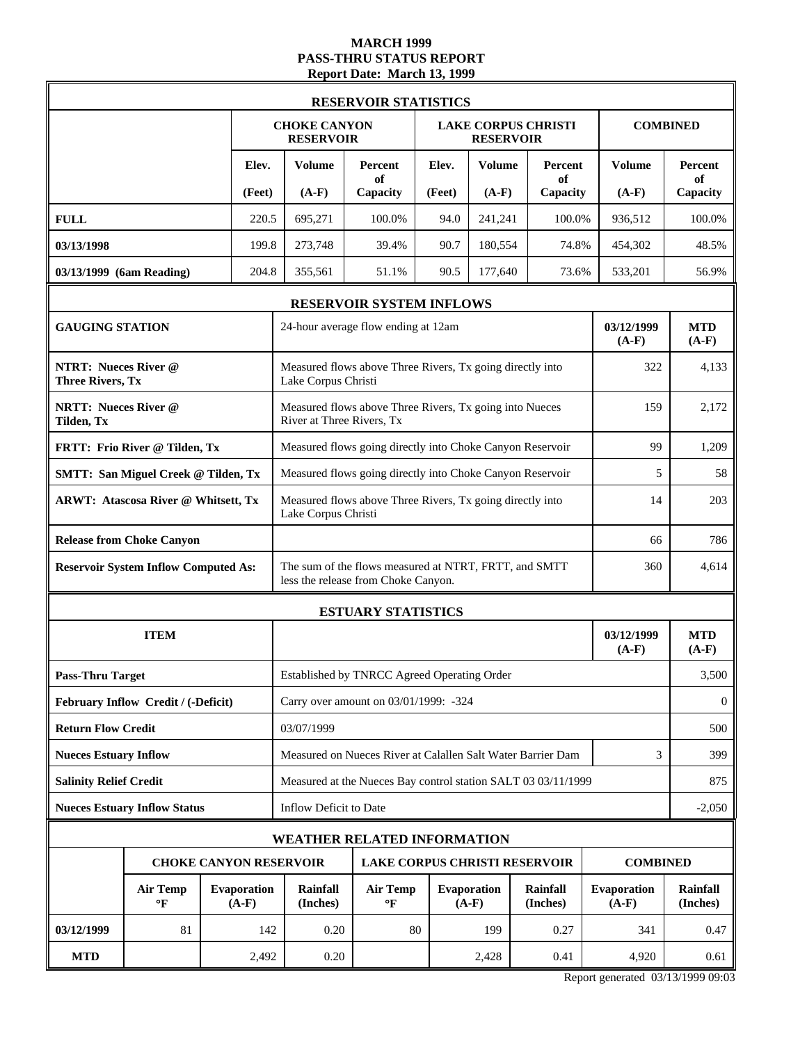# MARCH 1999
# PASS-THRU STATUS REPORT
### Report Date: March 13, 1999

| RESERVOIR STATISTICS | | | | | | | | |
|---|---|---|---|---|---|---|---|---|
| | CHOKE CANYON RESERVOIR | | | LAKE CORPUS CHRISTI RESERVOIR | | | COMBINED | |
| | Elev. (Feet) | Volume (A-F) | Percent of Capacity | Elev. (Feet) | Volume (A-F) | Percent of Capacity | Volume (A-F) | Percent of Capacity |
| **FULL** | 220.5 | 695,271 | 100.0% | 94.0 | 241,241 | 100.0% | 936,512 | 100.0% |
| **03/13/1998** | 199.8 | 273,748 | 39.4% | 90.7 | 180,554 | 74.8% | 454,302 | 48.5% |
| **03/13/1999 (6am Reading)** | 204.8 | 355,561 | 51.1% | 90.5 | 177,640 | 73.6% | 533,201 | 56.9% |

| RESERVOIR SYSTEM INFLOWS | | | |
|---|---|---|---|
| **GAUGING STATION** | 24-hour average flow ending at 12am | **03/12/1999 (A-F)** | **MTD (A-F)** |
| **NTRT: Nueces River @ Three Rivers, Tx** | Measured flows above Three Rivers, Tx going directly into Lake Corpus Christi | 322 | 4,133 |
| **NRTT: Nueces River @ Tilden, Tx** | Measured flows above Three Rivers, Tx going into Nueces River at Three Rivers, Tx | 159 | 2,172 |
| **FRTT: Frio River @ Tilden, Tx** | Measured flows going directly into Choke Canyon Reservoir | 99 | 1,209 |
| **SMTT: San Miguel Creek @ Tilden, Tx** | Measured flows going directly into Choke Canyon Reservoir | 5 | 58 |
| **ARWT: Atascosa River @ Whitsett, Tx** | Measured flows above Three Rivers, Tx going directly into Lake Corpus Christi | 14 | 203 |
| **Release from Choke Canyon** | | 66 | 786 |
| **Reservoir System Inflow Computed As:** | The sum of the flows measured at NTRT, FRTT, and SMTT less the release from Choke Canyon. | 360 | 4,614 |

| ESTUARY STATISTICS | | | |
|---|---|---|---|
| **ITEM** | | **03/12/1999 (A-F)** | **MTD (A-F)** |
| **Pass-Thru Target** | Established by TNRCC Agreed Operating Order | | 3,500 |
| **February Inflow Credit / (-Deficit)** | Carry over amount on 03/01/1999: -324 | | 0 |
| **Return Flow Credit** | 03/07/1999 | | 500 |
| **Nueces Estuary Inflow** | Measured on Nueces River at Calallen Salt Water Barrier Dam | 3 | 399 |
| **Salinity Relief Credit** | Measured at the Nueces Bay control station SALT 03 03/11/1999 | | 875 |
| **Nueces Estuary Inflow Status** | Inflow Deficit to Date | | -2,050 |

| WEATHER RELATED INFORMATION | | | | | | | | |
|---|---|---|---|---|---|---|---|---|
| | CHOKE CANYON RESERVOIR | | | LAKE CORPUS CHRISTI RESERVOIR | | | COMBINED | |
| | Air Temp °F | Evaporation (A-F) | Rainfall (Inches) | Air Temp °F | Evaporation (A-F) | Rainfall (Inches) | Evaporation (A-F) | Rainfall (Inches) |
| **03/12/1999** | 81 | 142 | 0.20 | 80 | 199 | 0.27 | 341 | 0.47 |
| **MTD** | | 2,492 | 0.20 | | 2,428 | 0.41 | 4,920 | 0.61 |

Report generated 03/13/1999 09:03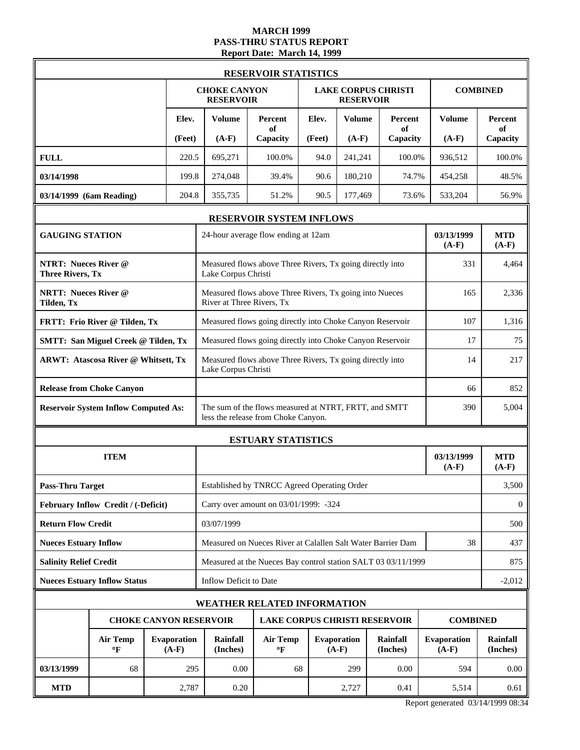# MARCH 1999
# PASS-THRU STATUS REPORT
## Report Date: March 14, 1999

### RESERVOIR STATISTICS

| | CHOKE CANYON RESERVOIR | | | LAKE CORPUS CHRISTI RESERVOIR | | | COMBINED | |
|---|---|---|---|---|---|---|---|---|
| | Elev. (Feet) | Volume (A-F) | Percent of Capacity | Elev. (Feet) | Volume (A-F) | Percent of Capacity | Volume (A-F) | Percent of Capacity |
| **FULL** | 220.5 | 695,271 | 100.0% | 94.0 | 241,241 | 100.0% | 936,512 | 100.0% |
| **03/14/1998** | 199.8 | 274,048 | 39.4% | 90.6 | 180,210 | 74.7% | 454,258 | 48.5% |
| **03/14/1999 (6am Reading)** | 204.8 | 355,735 | 51.2% | 90.5 | 177,469 | 73.6% | 533,204 | 56.9% |

### RESERVOIR SYSTEM INFLOWS

| GAUGING STATION | 24-hour average flow ending at 12am | 03/13/1999 (A-F) | MTD (A-F) |
|---|---|---|---|
| **NTRT: Nueces River @ Three Rivers, Tx** | Measured flows above Three Rivers, Tx going directly into Lake Corpus Christi | 331 | 4,464 |
| **NRTT: Nueces River @ Tilden, Tx** | Measured flows above Three Rivers, Tx going into Nueces River at Three Rivers, Tx | 165 | 2,336 |
| **FRTT: Frio River @ Tilden, Tx** | Measured flows going directly into Choke Canyon Reservoir | 107 | 1,316 |
| **SMTT: San Miguel Creek @ Tilden, Tx** | Measured flows going directly into Choke Canyon Reservoir | 17 | 75 |
| **ARWT: Atascosa River @ Whitsett, Tx** | Measured flows above Three Rivers, Tx going directly into Lake Corpus Christi | 14 | 217 |
| **Release from Choke Canyon** | | 66 | 852 |
| **Reservoir System Inflow Computed As:** | The sum of the flows measured at NTRT, FRTT, and SMTT less the release from Choke Canyon. | 390 | 5,004 |

### ESTUARY STATISTICS

| ITEM | | 03/13/1999 (A-F) | MTD (A-F) |
|---|---|---|---|
| **Pass-Thru Target** | Established by TNRCC Agreed Operating Order | | 3,500 |
| **February Inflow Credit / (-Deficit)** | Carry over amount on 03/01/1999: -324 | | 0 |
| **Return Flow Credit** | 03/07/1999 | | 500 |
| **Nueces Estuary Inflow** | Measured on Nueces River at Calallen Salt Water Barrier Dam | 38 | 437 |
| **Salinity Relief Credit** | Measured at the Nueces Bay control station SALT 03 03/11/1999 | | 875 |
| **Nueces Estuary Inflow Status** | Inflow Deficit to Date | | -2,012 |

### WEATHER RELATED INFORMATION

| | CHOKE CANYON RESERVOIR | | | LAKE CORPUS CHRISTI RESERVOIR | | | COMBINED | |
|---|---|---|---|---|---|---|---|---|
| | Air Temp °F | Evaporation (A-F) | Rainfall (Inches) | Air Temp °F | Evaporation (A-F) | Rainfall (Inches) | Evaporation (A-F) | Rainfall (Inches) |
| **03/13/1999** | 68 | 295 | 0.00 | 68 | 299 | 0.00 | 594 | 0.00 |
| **MTD** | | 2,787 | 0.20 | | 2,727 | 0.41 | 5,514 | 0.61 |

Report generated 03/14/1999 08:34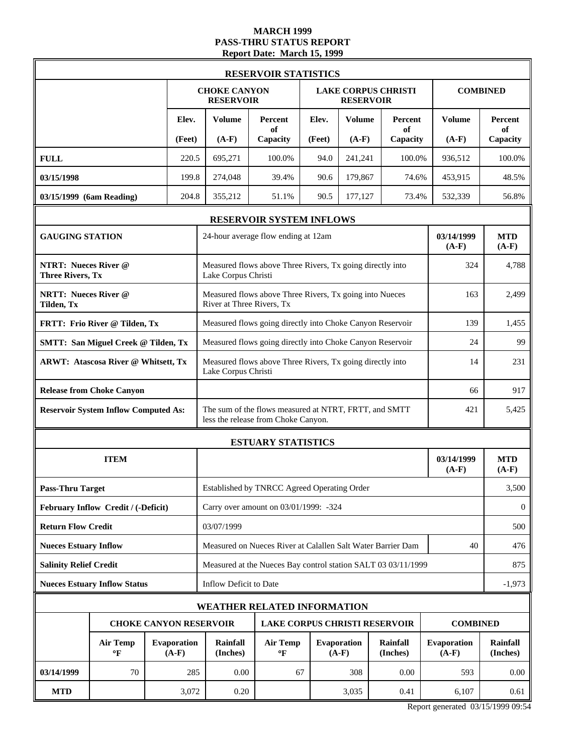# MARCH 1999
## PASS-THRU STATUS REPORT
### Report Date: March 15, 1999

**RESERVOIR STATISTICS**

| | CHOKE CANYON RESERVOIR | | | LAKE CORPUS CHRISTI RESERVOIR | | | COMBINED | |
|---|---|---|---|---|---|---|---|---|
| | Elev. (Feet) | Volume (A-F) | Percent of Capacity | Elev. (Feet) | Volume (A-F) | Percent of Capacity | Volume (A-F) | Percent of Capacity |
| **FULL** | 220.5 | 695,271 | 100.0% | 94.0 | 241,241 | 100.0% | 936,512 | 100.0% |
| **03/15/1998** | 199.8 | 274,048 | 39.4% | 90.6 | 179,867 | 74.6% | 453,915 | 48.5% |
| **03/15/1999 (6am Reading)** | 204.8 | 355,212 | 51.1% | 90.5 | 177,127 | 73.4% | 532,339 | 56.8% |

**RESERVOIR SYSTEM INFLOWS**

| GAUGING STATION | 24-hour average flow ending at 12am | 03/14/1999 (A-F) | MTD (A-F) |
|---|---|---|---|
| **NTRT: Nueces River @ Three Rivers, Tx** | Measured flows above Three Rivers, Tx going directly into Lake Corpus Christi | 324 | 4,788 |
| **NRTT: Nueces River @ Tilden, Tx** | Measured flows above Three Rivers, Tx going into Nueces River at Three Rivers, Tx | 163 | 2,499 |
| **FRTT: Frio River @ Tilden, Tx** | Measured flows going directly into Choke Canyon Reservoir | 139 | 1,455 |
| **SMTT: San Miguel Creek @ Tilden, Tx** | Measured flows going directly into Choke Canyon Reservoir | 24 | 99 |
| **ARWT: Atascosa River @ Whitsett, Tx** | Measured flows above Three Rivers, Tx going directly into Lake Corpus Christi | 14 | 231 |
| **Release from Choke Canyon** | | 66 | 917 |
| **Reservoir System Inflow Computed As:** | The sum of the flows measured at NTRT, FRTT, and SMTT less the release from Choke Canyon. | 421 | 5,425 |

**ESTUARY STATISTICS**

| ITEM | | 03/14/1999 (A-F) | MTD (A-F) |
|---|---|---|---|
| **Pass-Thru Target** | Established by TNRCC Agreed Operating Order | | 3,500 |
| **February Inflow Credit / (-Deficit)** | Carry over amount on 03/01/1999: -324 | | 0 |
| **Return Flow Credit** | 03/07/1999 | | 500 |
| **Nueces Estuary Inflow** | Measured on Nueces River at Calallen Salt Water Barrier Dam | 40 | 476 |
| **Salinity Relief Credit** | Measured at the Nueces Bay control station SALT 03 03/11/1999 | | 875 |
| **Nueces Estuary Inflow Status** | Inflow Deficit to Date | | -1,973 |

**WEATHER RELATED INFORMATION**

| | CHOKE CANYON RESERVOIR | | | LAKE CORPUS CHRISTI RESERVOIR | | | COMBINED | |
|---|---|---|---|---|---|---|---|---|
| | Air Temp °F | Evaporation (A-F) | Rainfall (Inches) | Air Temp °F | Evaporation (A-F) | Rainfall (Inches) | Evaporation (A-F) | Rainfall (Inches) |
| **03/14/1999** | 70 | 285 | 0.00 | 67 | 308 | 0.00 | 593 | 0.00 |
| **MTD** | | 3,072 | 0.20 | | 3,035 | 0.41 | 6,107 | 0.61 |

Report generated 03/15/1999 09:54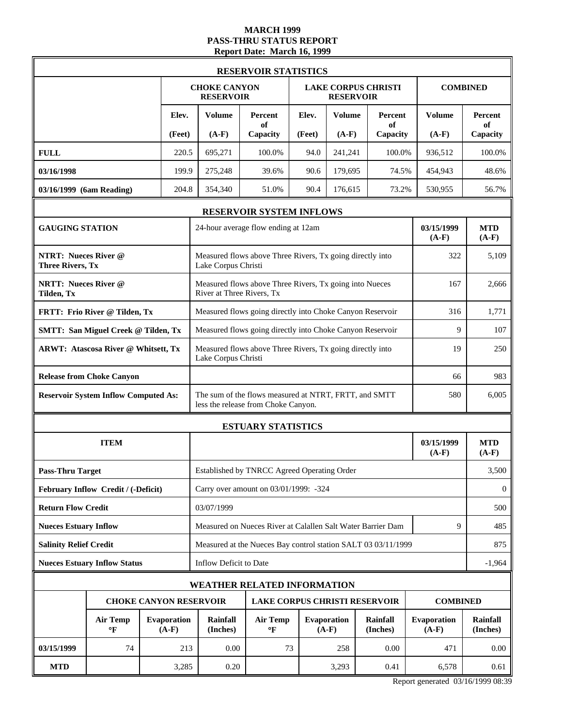# MARCH 1999
## PASS-THRU STATUS REPORT
### Report Date: March 16, 1999

**RESERVOIR STATISTICS**

| | CHOKE CANYON RESERVOIR | | | LAKE CORPUS CHRISTI RESERVOIR | | | COMBINED | |
|---|---|---|---|---|---|---|---|---|
| | Elev. (Feet) | Volume (A-F) | Percent of Capacity | Elev. (Feet) | Volume (A-F) | Percent of Capacity | Volume (A-F) | Percent of Capacity |
| **FULL** | 220.5 | 695,271 | 100.0% | 94.0 | 241,241 | 100.0% | 936,512 | 100.0% |
| **03/16/1998** | 199.9 | 275,248 | 39.6% | 90.6 | 179,695 | 74.5% | 454,943 | 48.6% |
| **03/16/1999 (6am Reading)** | 204.8 | 354,340 | 51.0% | 90.4 | 176,615 | 73.2% | 530,955 | 56.7% |

**RESERVOIR SYSTEM INFLOWS**

| GAUGING STATION | 24-hour average flow ending at 12am | 03/15/1999 (A-F) | MTD (A-F) |
|---|---|---|---|
| **NTRT: Nueces River @ Three Rivers, Tx** | Measured flows above Three Rivers, Tx going directly into Lake Corpus Christi | 322 | 5,109 |
| **NRTT: Nueces River @ Tilden, Tx** | Measured flows above Three Rivers, Tx going into Nueces River at Three Rivers, Tx | 167 | 2,666 |
| **FRTT: Frio River @ Tilden, Tx** | Measured flows going directly into Choke Canyon Reservoir | 316 | 1,771 |
| **SMTT: San Miguel Creek @ Tilden, Tx** | Measured flows going directly into Choke Canyon Reservoir | 9 | 107 |
| **ARWT: Atascosa River @ Whitsett, Tx** | Measured flows above Three Rivers, Tx going directly into Lake Corpus Christi | 19 | 250 |
| **Release from Choke Canyon** | | 66 | 983 |
| **Reservoir System Inflow Computed As:** | The sum of the flows measured at NTRT, FRTT, and SMTT less the release from Choke Canyon. | 580 | 6,005 |

**ESTUARY STATISTICS**

| ITEM | | 03/15/1999 (A-F) | MTD (A-F) |
|---|---|---|---|
| **Pass-Thru Target** | Established by TNRCC Agreed Operating Order | | 3,500 |
| **February Inflow Credit / (-Deficit)** | Carry over amount on 03/01/1999: -324 | | 0 |
| **Return Flow Credit** | 03/07/1999 | | 500 |
| **Nueces Estuary Inflow** | Measured on Nueces River at Calallen Salt Water Barrier Dam | 9 | 485 |
| **Salinity Relief Credit** | Measured at the Nueces Bay control station SALT 03 03/11/1999 | | 875 |
| **Nueces Estuary Inflow Status** | Inflow Deficit to Date | | -1,964 |

**WEATHER RELATED INFORMATION**

| | CHOKE CANYON RESERVOIR | | | LAKE CORPUS CHRISTI RESERVOIR | | | COMBINED | |
|---|---|---|---|---|---|---|---|---|
| | Air Temp °F | Evaporation (A-F) | Rainfall (Inches) | Air Temp °F | Evaporation (A-F) | Rainfall (Inches) | Evaporation (A-F) | Rainfall (Inches) |
| **03/15/1999** | 74 | 213 | 0.00 | 73 | 258 | 0.00 | 471 | 0.00 |
| **MTD** | | 3,285 | 0.20 | | 3,293 | 0.41 | 6,578 | 0.61 |

Report generated 03/16/1999 08:39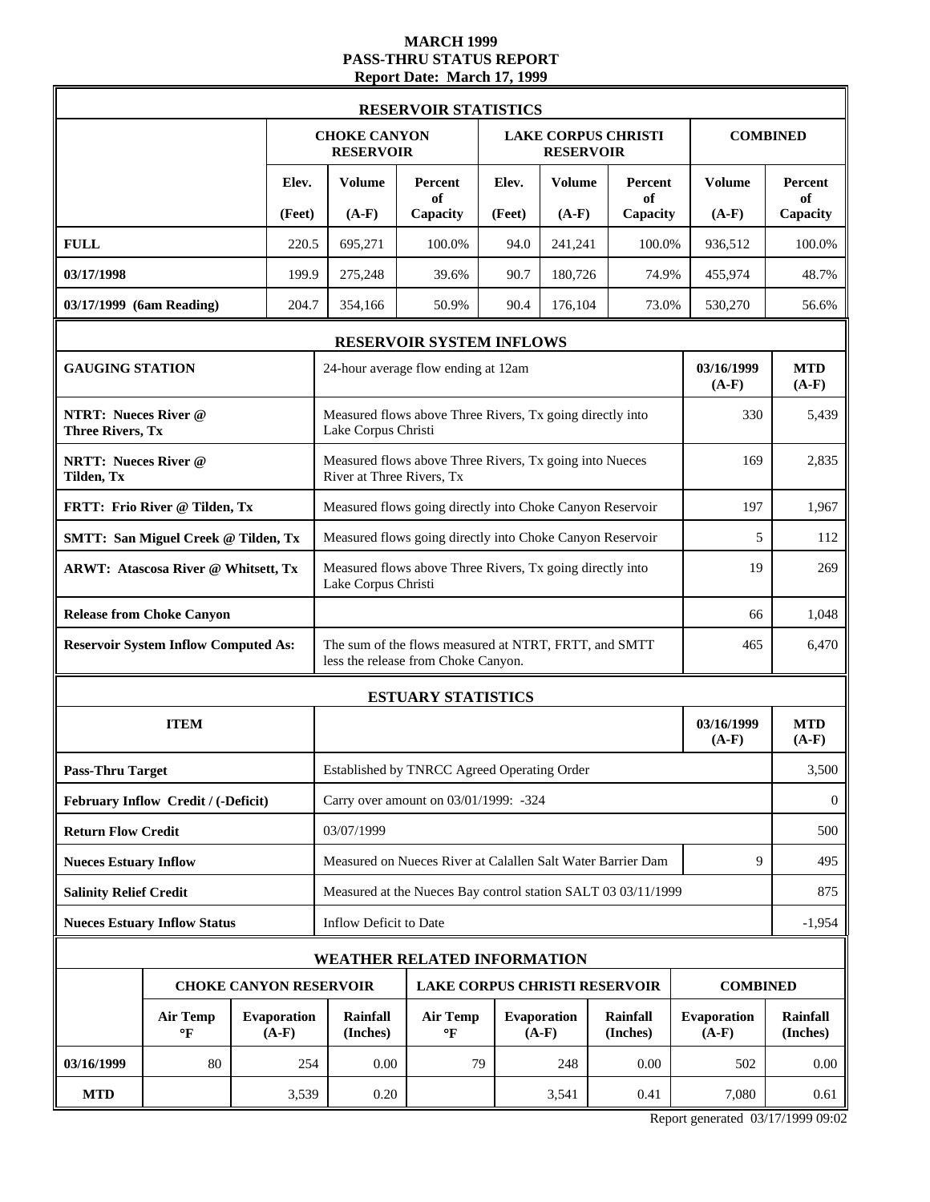# MARCH 1999
# PASS-THRU STATUS REPORT
## Report Date: March 17, 1999

| RESERVOIR STATISTICS | | | | | | | | |
|---|---|---|---|---|---|---|---|---|
| | CHOKE CANYON RESERVOIR | | | LAKE CORPUS CHRISTI RESERVOIR | | | COMBINED | |
| | Elev. (Feet) | Volume (A-F) | Percent of Capacity | Elev. (Feet) | Volume (A-F) | Percent of Capacity | Volume (A-F) | Percent of Capacity |
| **FULL** | 220.5 | 695,271 | 100.0% | 94.0 | 241,241 | 100.0% | 936,512 | 100.0% |
| **03/17/1998** | 199.9 | 275,248 | 39.6% | 90.7 | 180,726 | 74.9% | 455,974 | 48.7% |
| **03/17/1999 (6am Reading)** | 204.7 | 354,166 | 50.9% | 90.4 | 176,104 | 73.0% | 530,270 | 56.6% |

| RESERVOIR SYSTEM INFLOWS | | | |
|---|---|---|---|
| **GAUGING STATION** | 24-hour average flow ending at 12am | **03/16/1999 (A-F)** | **MTD (A-F)** |
| **NTRT: Nueces River @ Three Rivers, Tx** | Measured flows above Three Rivers, Tx going directly into Lake Corpus Christi | 330 | 5,439 |
| **NRTT: Nueces River @ Tilden, Tx** | Measured flows above Three Rivers, Tx going into Nueces River at Three Rivers, Tx | 169 | 2,835 |
| **FRTT: Frio River @ Tilden, Tx** | Measured flows going directly into Choke Canyon Reservoir | 197 | 1,967 |
| **SMTT: San Miguel Creek @ Tilden, Tx** | Measured flows going directly into Choke Canyon Reservoir | 5 | 112 |
| **ARWT: Atascosa River @ Whitsett, Tx** | Measured flows above Three Rivers, Tx going directly into Lake Corpus Christi | 19 | 269 |
| **Release from Choke Canyon** | | 66 | 1,048 |
| **Reservoir System Inflow Computed As:** | The sum of the flows measured at NTRT, FRTT, and SMTT less the release from Choke Canyon. | 465 | 6,470 |

| ESTUARY STATISTICS | | | |
|---|---|---|---|
| **ITEM** | | **03/16/1999 (A-F)** | **MTD (A-F)** |
| **Pass-Thru Target** | Established by TNRCC Agreed Operating Order | | 3,500 |
| **February Inflow Credit / (-Deficit)** | Carry over amount on 03/01/1999: -324 | | 0 |
| **Return Flow Credit** | 03/07/1999 | | 500 |
| **Nueces Estuary Inflow** | Measured on Nueces River at Calallen Salt Water Barrier Dam | 9 | 495 |
| **Salinity Relief Credit** | Measured at the Nueces Bay control station SALT 03 03/11/1999 | | 875 |
| **Nueces Estuary Inflow Status** | Inflow Deficit to Date | | -1,954 |

| WEATHER RELATED INFORMATION | | | | | | | | |
|---|---|---|---|---|---|---|---|---|
| | CHOKE CANYON RESERVOIR | | | LAKE CORPUS CHRISTI RESERVOIR | | | COMBINED | |
| | Air Temp °F | Evaporation (A-F) | Rainfall (Inches) | Air Temp °F | Evaporation (A-F) | Rainfall (Inches) | Evaporation (A-F) | Rainfall (Inches) |
| **03/16/1999** | 80 | 254 | 0.00 | 79 | 248 | 0.00 | 502 | 0.00 |
| **MTD** | | 3,539 | 0.20 | | 3,541 | 0.41 | 7,080 | 0.61 |

Report generated 03/17/1999 09:02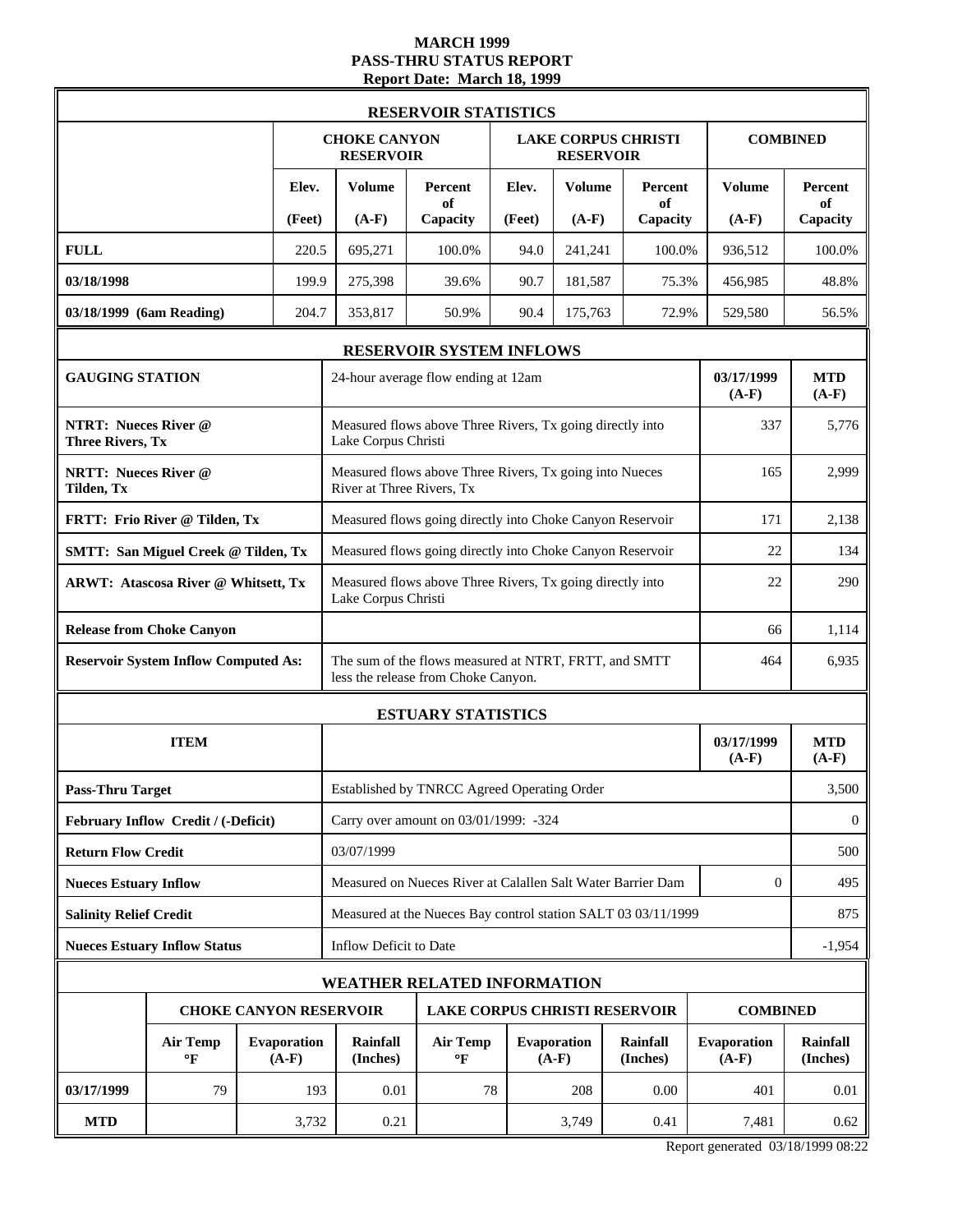# MARCH 1999
# PASS-THRU STATUS REPORT
## Report Date: March 18, 1999

### RESERVOIR STATISTICS

| | CHOKE CANYON RESERVOIR | | | LAKE CORPUS CHRISTI RESERVOIR | | | COMBINED | |
|---|---|---|---|---|---|---|---|---|
| | Elev. (Feet) | Volume (A-F) | Percent of Capacity | Elev. (Feet) | Volume (A-F) | Percent of Capacity | Volume (A-F) | Percent of Capacity |
| **FULL** | 220.5 | 695,271 | 100.0% | 94.0 | 241,241 | 100.0% | 936,512 | 100.0% |
| **03/18/1998** | 199.9 | 275,398 | 39.6% | 90.7 | 181,587 | 75.3% | 456,985 | 48.8% |
| **03/18/1999 (6am Reading)** | 204.7 | 353,817 | 50.9% | 90.4 | 175,763 | 72.9% | 529,580 | 56.5% |

### RESERVOIR SYSTEM INFLOWS

| GAUGING STATION | 24-hour average flow ending at 12am | 03/17/1999 (A-F) | MTD (A-F) |
|---|---|---|---|
| **NTRT: Nueces River @ Three Rivers, Tx** | Measured flows above Three Rivers, Tx going directly into Lake Corpus Christi | 337 | 5,776 |
| **NRTT: Nueces River @ Tilden, Tx** | Measured flows above Three Rivers, Tx going into Nueces River at Three Rivers, Tx | 165 | 2,999 |
| **FRTT: Frio River @ Tilden, Tx** | Measured flows going directly into Choke Canyon Reservoir | 171 | 2,138 |
| **SMTT: San Miguel Creek @ Tilden, Tx** | Measured flows going directly into Choke Canyon Reservoir | 22 | 134 |
| **ARWT: Atascosa River @ Whitsett, Tx** | Measured flows above Three Rivers, Tx going directly into Lake Corpus Christi | 22 | 290 |
| **Release from Choke Canyon** | | 66 | 1,114 |
| **Reservoir System Inflow Computed As:** | The sum of the flows measured at NTRT, FRTT, and SMTT less the release from Choke Canyon. | 464 | 6,935 |

### ESTUARY STATISTICS

| ITEM | | 03/17/1999 (A-F) | MTD (A-F) |
|---|---|---|---|
| **Pass-Thru Target** | Established by TNRCC Agreed Operating Order | | 3,500 |
| **February Inflow Credit / (-Deficit)** | Carry over amount on 03/01/1999: -324 | | 0 |
| **Return Flow Credit** | 03/07/1999 | | 500 |
| **Nueces Estuary Inflow** | Measured on Nueces River at Calallen Salt Water Barrier Dam | 0 | 495 |
| **Salinity Relief Credit** | Measured at the Nueces Bay control station SALT 03 03/11/1999 | | 875 |
| **Nueces Estuary Inflow Status** | Inflow Deficit to Date | | -1,954 |

### WEATHER RELATED INFORMATION

| | CHOKE CANYON RESERVOIR | | | LAKE CORPUS CHRISTI RESERVOIR | | | COMBINED | |
|---|---|---|---|---|---|---|---|---|
| | Air Temp °F | Evaporation (A-F) | Rainfall (Inches) | Air Temp °F | Evaporation (A-F) | Rainfall (Inches) | Evaporation (A-F) | Rainfall (Inches) |
| **03/17/1999** | 79 | 193 | 0.01 | 78 | 208 | 0.00 | 401 | 0.01 |
| **MTD** | | 3,732 | 0.21 | | 3,749 | 0.41 | 7,481 | 0.62 |

Report generated 03/18/1999 08:22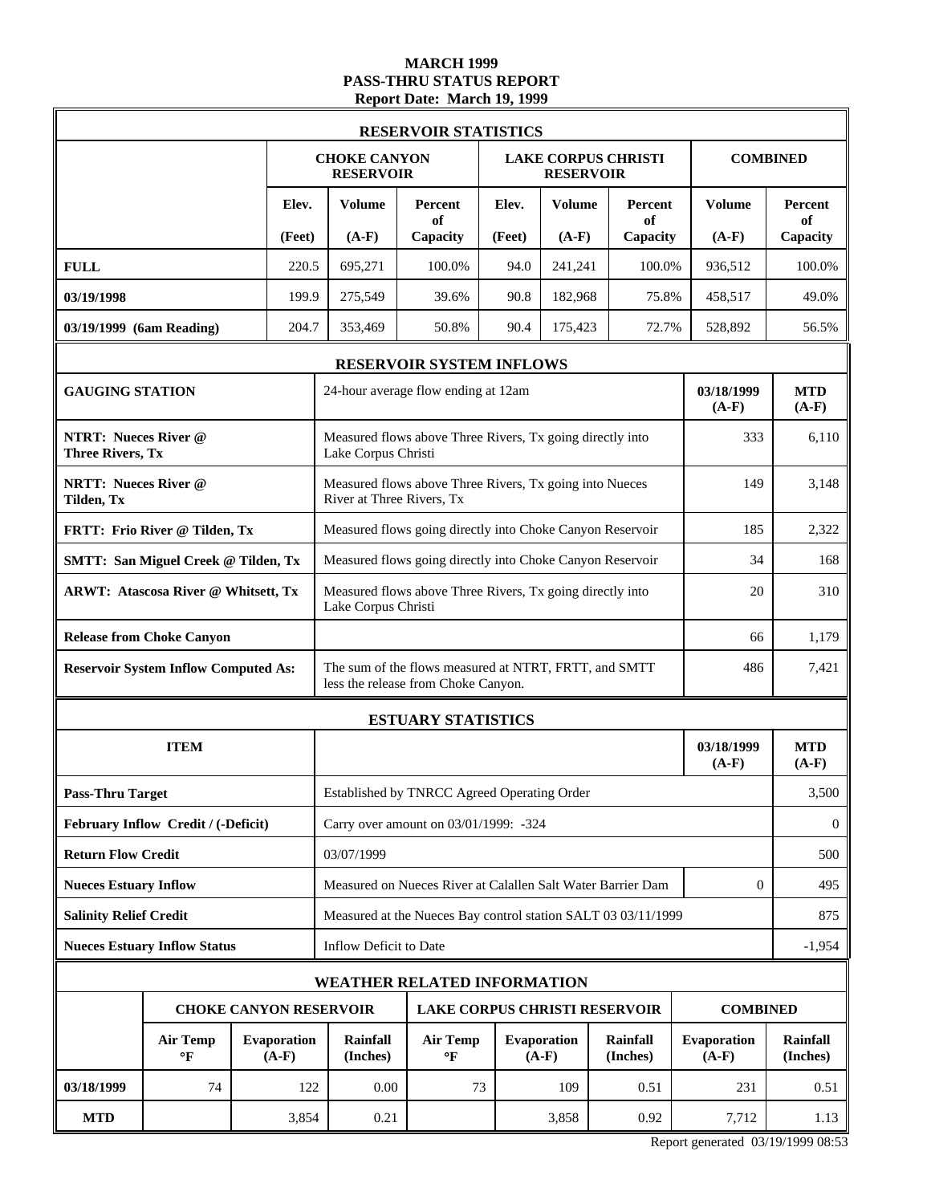# MARCH 1999
# PASS-THRU STATUS REPORT
## Report Date: March 19, 1999

### RESERVOIR STATISTICS

| | CHOKE CANYON RESERVOIR | | | LAKE CORPUS CHRISTI RESERVOIR | | | COMBINED | |
|---|---|---|---|---|---|---|---|---|
| | Elev. (Feet) | Volume (A-F) | Percent of Capacity | Elev. (Feet) | Volume (A-F) | Percent of Capacity | Volume (A-F) | Percent of Capacity |
| **FULL** | 220.5 | 695,271 | 100.0% | 94.0 | 241,241 | 100.0% | 936,512 | 100.0% |
| **03/19/1998** | 199.9 | 275,549 | 39.6% | 90.8 | 182,968 | 75.8% | 458,517 | 49.0% |
| **03/19/1999 (6am Reading)** | 204.7 | 353,469 | 50.8% | 90.4 | 175,423 | 72.7% | 528,892 | 56.5% |

### RESERVOIR SYSTEM INFLOWS

| GAUGING STATION | 24-hour average flow ending at 12am | 03/18/1999 (A-F) | MTD (A-F) |
|---|---|---|---|
| **NTRT: Nueces River @ Three Rivers, Tx** | Measured flows above Three Rivers, Tx going directly into Lake Corpus Christi | 333 | 6,110 |
| **NRTT: Nueces River @ Tilden, Tx** | Measured flows above Three Rivers, Tx going into Nueces River at Three Rivers, Tx | 149 | 3,148 |
| **FRTT: Frio River @ Tilden, Tx** | Measured flows going directly into Choke Canyon Reservoir | 185 | 2,322 |
| **SMTT: San Miguel Creek @ Tilden, Tx** | Measured flows going directly into Choke Canyon Reservoir | 34 | 168 |
| **ARWT: Atascosa River @ Whitsett, Tx** | Measured flows above Three Rivers, Tx going directly into Lake Corpus Christi | 20 | 310 |
| **Release from Choke Canyon** | | 66 | 1,179 |
| **Reservoir System Inflow Computed As:** | The sum of the flows measured at NTRT, FRTT, and SMTT less the release from Choke Canyon. | 486 | 7,421 |

### ESTUARY STATISTICS

| ITEM | | 03/18/1999 (A-F) | MTD (A-F) |
|---|---|---|---|
| **Pass-Thru Target** | Established by TNRCC Agreed Operating Order | | 3,500 |
| **February Inflow Credit / (-Deficit)** | Carry over amount on 03/01/1999: -324 | | 0 |
| **Return Flow Credit** | 03/07/1999 | | 500 |
| **Nueces Estuary Inflow** | Measured on Nueces River at Calallen Salt Water Barrier Dam | 0 | 495 |
| **Salinity Relief Credit** | Measured at the Nueces Bay control station SALT 03 03/11/1999 | | 875 |
| **Nueces Estuary Inflow Status** | Inflow Deficit to Date | | -1,954 |

### WEATHER RELATED INFORMATION

| | CHOKE CANYON RESERVOIR | | | LAKE CORPUS CHRISTI RESERVOIR | | | COMBINED | |
|---|---|---|---|---|---|---|---|---|
| | Air Temp °F | Evaporation (A-F) | Rainfall (Inches) | Air Temp °F | Evaporation (A-F) | Rainfall (Inches) | Evaporation (A-F) | Rainfall (Inches) |
| **03/18/1999** | 74 | 122 | 0.00 | 73 | 109 | 0.51 | 231 | 0.51 |
| **MTD** | | 3,854 | 0.21 | | 3,858 | 0.92 | 7,712 | 1.13 |

Report generated 03/19/1999 08:53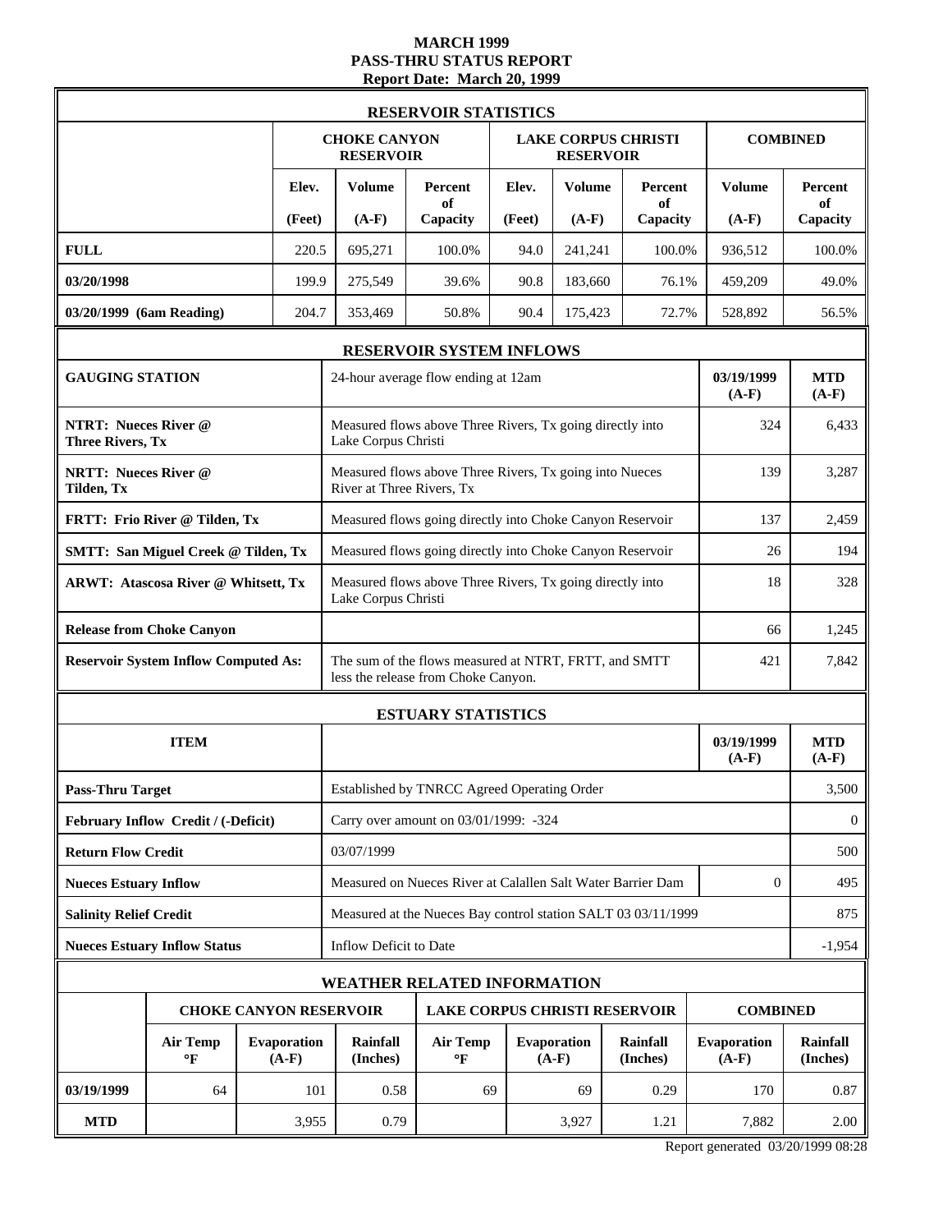# MARCH 1999
# PASS-THRU STATUS REPORT
## Report Date: March 20, 1999

### RESERVOIR STATISTICS

| | CHOKE CANYON RESERVOIR | | | LAKE CORPUS CHRISTI RESERVOIR | | | COMBINED | |
|---|---|---|---|---|---|---|---|---|
| | Elev. (Feet) | Volume (A-F) | Percent of Capacity | Elev. (Feet) | Volume (A-F) | Percent of Capacity | Volume (A-F) | Percent of Capacity |
| **FULL** | 220.5 | 695,271 | 100.0% | 94.0 | 241,241 | 100.0% | 936,512 | 100.0% |
| **03/20/1998** | 199.9 | 275,549 | 39.6% | 90.8 | 183,660 | 76.1% | 459,209 | 49.0% |
| **03/20/1999 (6am Reading)** | 204.7 | 353,469 | 50.8% | 90.4 | 175,423 | 72.7% | 528,892 | 56.5% |

### RESERVOIR SYSTEM INFLOWS

| GAUGING STATION | 24-hour average flow ending at 12am | 03/19/1999 (A-F) | MTD (A-F) |
|---|---|---|---|
| **NTRT: Nueces River @ Three Rivers, Tx** | Measured flows above Three Rivers, Tx going directly into Lake Corpus Christi | 324 | 6,433 |
| **NRTT: Nueces River @ Tilden, Tx** | Measured flows above Three Rivers, Tx going into Nueces River at Three Rivers, Tx | 139 | 3,287 |
| **FRTT: Frio River @ Tilden, Tx** | Measured flows going directly into Choke Canyon Reservoir | 137 | 2,459 |
| **SMTT: San Miguel Creek @ Tilden, Tx** | Measured flows going directly into Choke Canyon Reservoir | 26 | 194 |
| **ARWT: Atascosa River @ Whitsett, Tx** | Measured flows above Three Rivers, Tx going directly into Lake Corpus Christi | 18 | 328 |
| **Release from Choke Canyon** | | 66 | 1,245 |
| **Reservoir System Inflow Computed As:** | The sum of the flows measured at NTRT, FRTT, and SMTT less the release from Choke Canyon. | 421 | 7,842 |

### ESTUARY STATISTICS

| ITEM | | 03/19/1999 (A-F) | MTD (A-F) |
|---|---|---|---|
| **Pass-Thru Target** | Established by TNRCC Agreed Operating Order | | 3,500 |
| **February Inflow Credit / (-Deficit)** | Carry over amount on 03/01/1999: -324 | | 0 |
| **Return Flow Credit** | 03/07/1999 | | 500 |
| **Nueces Estuary Inflow** | Measured on Nueces River at Calallen Salt Water Barrier Dam | 0 | 495 |
| **Salinity Relief Credit** | Measured at the Nueces Bay control station SALT 03 03/11/1999 | | 875 |
| **Nueces Estuary Inflow Status** | Inflow Deficit to Date | | -1,954 |

### WEATHER RELATED INFORMATION

| | CHOKE CANYON RESERVOIR | | | LAKE CORPUS CHRISTI RESERVOIR | | | COMBINED | |
|---|---|---|---|---|---|---|---|---|
| | Air Temp °F | Evaporation (A-F) | Rainfall (Inches) | Air Temp °F | Evaporation (A-F) | Rainfall (Inches) | Evaporation (A-F) | Rainfall (Inches) |
| **03/19/1999** | 64 | 101 | 0.58 | 69 | 69 | 0.29 | 170 | 0.87 |
| **MTD** | | 3,955 | 0.79 | | 3,927 | 1.21 | 7,882 | 2.00 |

Report generated 03/20/1999 08:28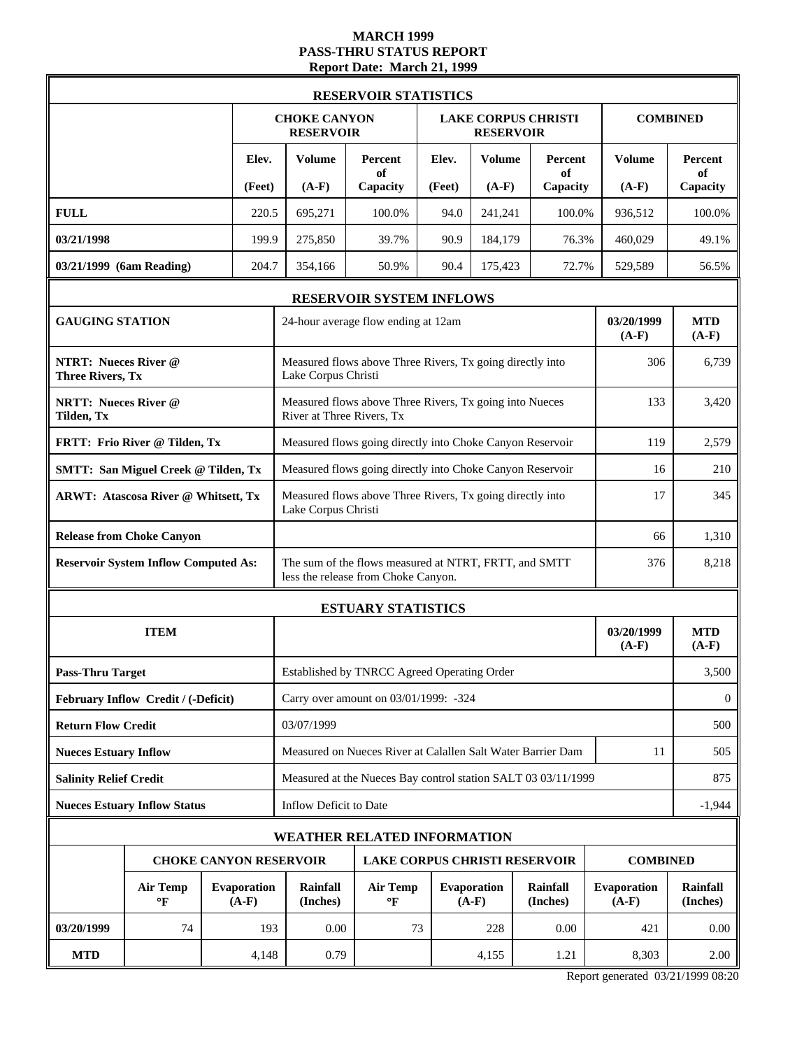# MARCH 1999
# PASS-THRU STATUS REPORT
## Report Date: March 21, 1999

### RESERVOIR STATISTICS

| | CHOKE CANYON RESERVOIR | | | LAKE CORPUS CHRISTI RESERVOIR | | | COMBINED | |
|---|---|---|---|---|---|---|---|---|
| | Elev. (Feet) | Volume (A-F) | Percent of Capacity | Elev. (Feet) | Volume (A-F) | Percent of Capacity | Volume (A-F) | Percent of Capacity |
| **FULL** | 220.5 | 695,271 | 100.0% | 94.0 | 241,241 | 100.0% | 936,512 | 100.0% |
| **03/21/1998** | 199.9 | 275,850 | 39.7% | 90.9 | 184,179 | 76.3% | 460,029 | 49.1% |
| **03/21/1999 (6am Reading)** | 204.7 | 354,166 | 50.9% | 90.4 | 175,423 | 72.7% | 529,589 | 56.5% |

### RESERVOIR SYSTEM INFLOWS

| GAUGING STATION | 24-hour average flow ending at 12am | 03/20/1999 (A-F) | MTD (A-F) |
|---|---|---|---|
| **NTRT: Nueces River @ Three Rivers, Tx** | Measured flows above Three Rivers, Tx going directly into Lake Corpus Christi | 306 | 6,739 |
| **NRTT: Nueces River @ Tilden, Tx** | Measured flows above Three Rivers, Tx going into Nueces River at Three Rivers, Tx | 133 | 3,420 |
| **FRTT: Frio River @ Tilden, Tx** | Measured flows going directly into Choke Canyon Reservoir | 119 | 2,579 |
| **SMTT: San Miguel Creek @ Tilden, Tx** | Measured flows going directly into Choke Canyon Reservoir | 16 | 210 |
| **ARWT: Atascosa River @ Whitsett, Tx** | Measured flows above Three Rivers, Tx going directly into Lake Corpus Christi | 17 | 345 |
| **Release from Choke Canyon** | | 66 | 1,310 |
| **Reservoir System Inflow Computed As:** | The sum of the flows measured at NTRT, FRTT, and SMTT less the release from Choke Canyon. | 376 | 8,218 |

### ESTUARY STATISTICS

| ITEM | | 03/20/1999 (A-F) | MTD (A-F) |
|---|---|---|---|
| **Pass-Thru Target** | Established by TNRCC Agreed Operating Order | | 3,500 |
| **February Inflow Credit / (-Deficit)** | Carry over amount on 03/01/1999: -324 | | 0 |
| **Return Flow Credit** | 03/07/1999 | | 500 |
| **Nueces Estuary Inflow** | Measured on Nueces River at Calallen Salt Water Barrier Dam | 11 | 505 |
| **Salinity Relief Credit** | Measured at the Nueces Bay control station SALT 03 03/11/1999 | | 875 |
| **Nueces Estuary Inflow Status** | Inflow Deficit to Date | | -1,944 |

### WEATHER RELATED INFORMATION

| | CHOKE CANYON RESERVOIR | | | LAKE CORPUS CHRISTI RESERVOIR | | | COMBINED | |
|---|---|---|---|---|---|---|---|---|
| | Air Temp °F | Evaporation (A-F) | Rainfall (Inches) | Air Temp °F | Evaporation (A-F) | Rainfall (Inches) | Evaporation (A-F) | Rainfall (Inches) |
| **03/20/1999** | 74 | 193 | 0.00 | 73 | 228 | 0.00 | 421 | 0.00 |
| **MTD** | | 4,148 | 0.79 | | 4,155 | 1.21 | 8,303 | 2.00 |

Report generated 03/21/1999 08:20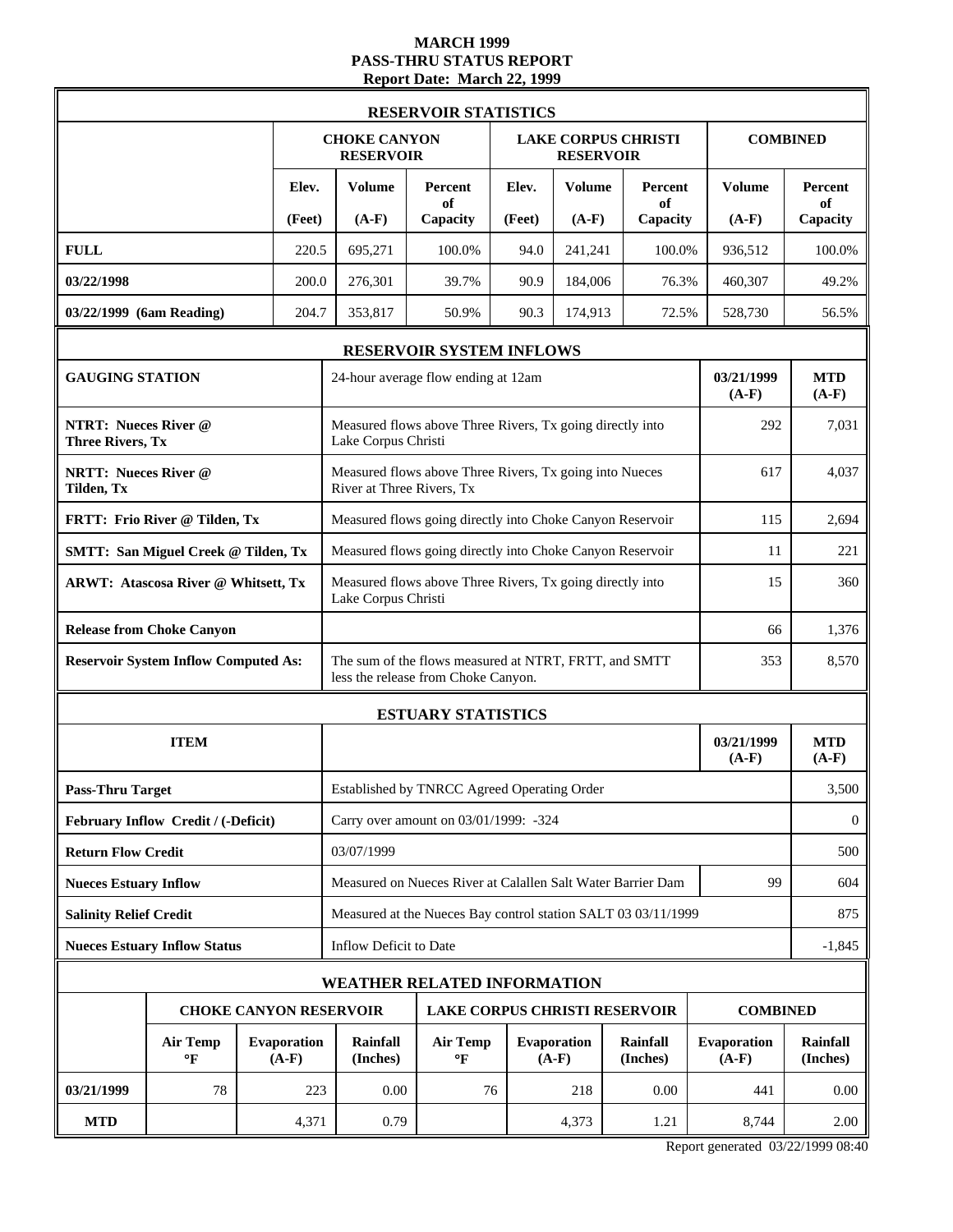# MARCH 1999
# PASS-THRU STATUS REPORT
## Report Date: March 22, 1999

| RESERVOIR STATISTICS | | | | | | | | |
|---|---|---|---|---|---|---|---|---|
| | CHOKE CANYON RESERVOIR | | | LAKE CORPUS CHRISTI RESERVOIR | | | COMBINED | |
| | Elev. (Feet) | Volume (A-F) | Percent of Capacity | Elev. (Feet) | Volume (A-F) | Percent of Capacity | Volume (A-F) | Percent of Capacity |
| **FULL** | 220.5 | 695,271 | 100.0% | 94.0 | 241,241 | 100.0% | 936,512 | 100.0% |
| **03/22/1998** | 200.0 | 276,301 | 39.7% | 90.9 | 184,006 | 76.3% | 460,307 | 49.2% |
| **03/22/1999 (6am Reading)** | 204.7 | 353,817 | 50.9% | 90.3 | 174,913 | 72.5% | 528,730 | 56.5% |

| RESERVOIR SYSTEM INFLOWS | | | |
|---|---|---|---|
| **GAUGING STATION** | 24-hour average flow ending at 12am | 03/21/1999 (A-F) | MTD (A-F) |
| **NTRT: Nueces River @ Three Rivers, Tx** | Measured flows above Three Rivers, Tx going directly into Lake Corpus Christi | 292 | 7,031 |
| **NRTT: Nueces River @ Tilden, Tx** | Measured flows above Three Rivers, Tx going into Nueces River at Three Rivers, Tx | 617 | 4,037 |
| **FRTT: Frio River @ Tilden, Tx** | Measured flows going directly into Choke Canyon Reservoir | 115 | 2,694 |
| **SMTT: San Miguel Creek @ Tilden, Tx** | Measured flows going directly into Choke Canyon Reservoir | 11 | 221 |
| **ARWT: Atascosa River @ Whitsett, Tx** | Measured flows above Three Rivers, Tx going directly into Lake Corpus Christi | 15 | 360 |
| **Release from Choke Canyon** | | 66 | 1,376 |
| **Reservoir System Inflow Computed As:** | The sum of the flows measured at NTRT, FRTT, and SMTT less the release from Choke Canyon. | 353 | 8,570 |

| ESTUARY STATISTICS | | | |
|---|---|---|---|
| **ITEM** | | 03/21/1999 (A-F) | MTD (A-F) |
| **Pass-Thru Target** | Established by TNRCC Agreed Operating Order | | 3,500 |
| **February Inflow Credit / (-Deficit)** | Carry over amount on 03/01/1999: -324 | | 0 |
| **Return Flow Credit** | 03/07/1999 | | 500 |
| **Nueces Estuary Inflow** | Measured on Nueces River at Calallen Salt Water Barrier Dam | 99 | 604 |
| **Salinity Relief Credit** | Measured at the Nueces Bay control station SALT 03 03/11/1999 | | 875 |
| **Nueces Estuary Inflow Status** | Inflow Deficit to Date | | -1,845 |

| WEATHER RELATED INFORMATION | | | | | | | | |
|---|---|---|---|---|---|---|---|---|
| | CHOKE CANYON RESERVOIR | | | LAKE CORPUS CHRISTI RESERVOIR | | | COMBINED | |
| | Air Temp °F | Evaporation (A-F) | Rainfall (Inches) | Air Temp °F | Evaporation (A-F) | Rainfall (Inches) | Evaporation (A-F) | Rainfall (Inches) |
| **03/21/1999** | 78 | 223 | 0.00 | 76 | 218 | 0.00 | 441 | 0.00 |
| **MTD** | | 4,371 | 0.79 | | 4,373 | 1.21 | 8,744 | 2.00 |

Report generated 03/22/1999 08:40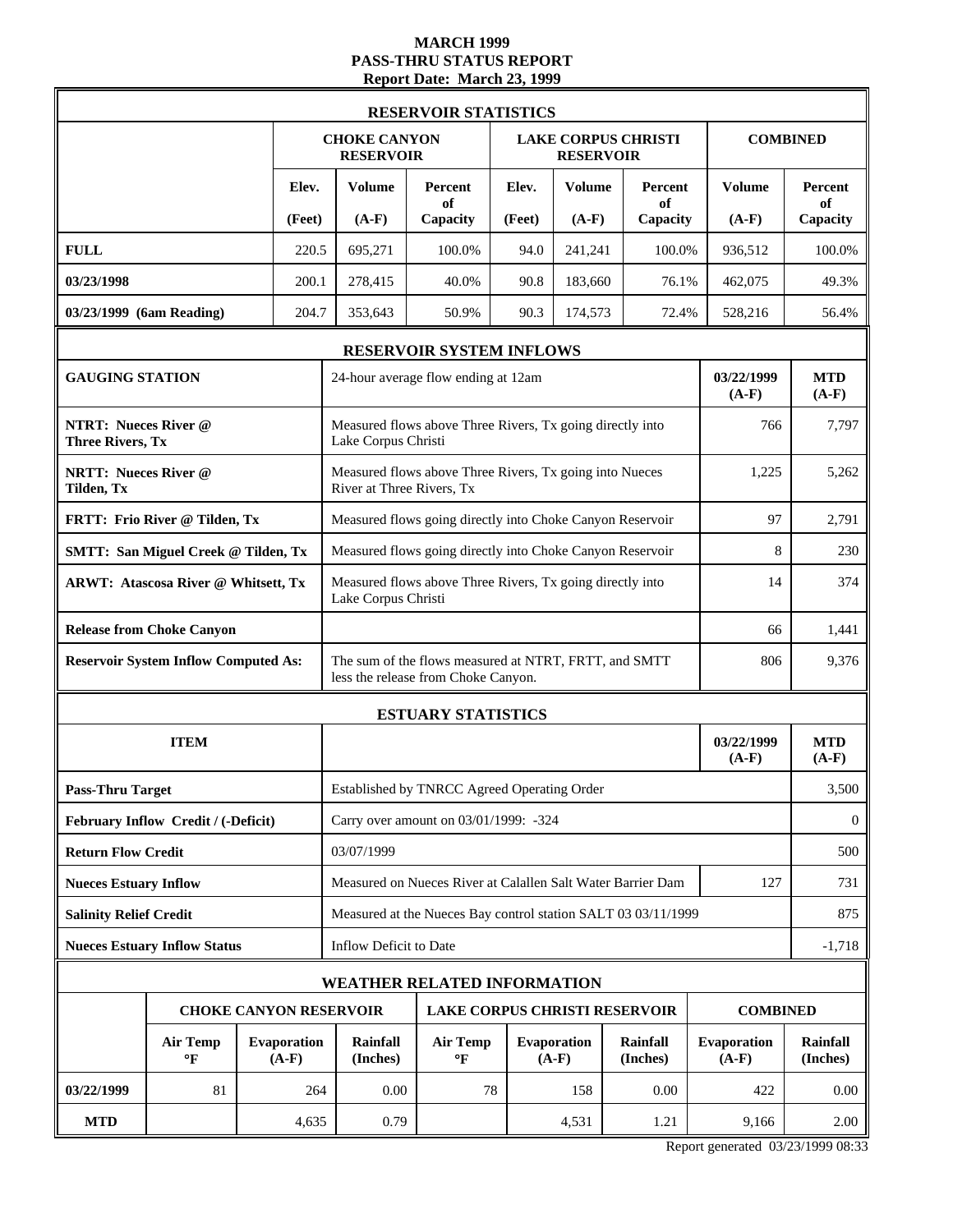# MARCH 1999
## PASS-THRU STATUS REPORT
### Report Date: March 23, 1999

**RESERVOIR STATISTICS**

| | CHOKE CANYON RESERVOIR | | | LAKE CORPUS CHRISTI RESERVOIR | | | COMBINED | |
|---|---|---|---|---|---|---|---|---|
| | Elev. (Feet) | Volume (A-F) | Percent of Capacity | Elev. (Feet) | Volume (A-F) | Percent of Capacity | Volume (A-F) | Percent of Capacity |
| **FULL** | 220.5 | 695,271 | 100.0% | 94.0 | 241,241 | 100.0% | 936,512 | 100.0% |
| **03/23/1998** | 200.1 | 278,415 | 40.0% | 90.8 | 183,660 | 76.1% | 462,075 | 49.3% |
| **03/23/1999 (6am Reading)** | 204.7 | 353,643 | 50.9% | 90.3 | 174,573 | 72.4% | 528,216 | 56.4% |

**RESERVOIR SYSTEM INFLOWS**

| GAUGING STATION | 24-hour average flow ending at 12am | 03/22/1999 (A-F) | MTD (A-F) |
|---|---|---|---|
| **NTRT: Nueces River @ Three Rivers, Tx** | Measured flows above Three Rivers, Tx going directly into Lake Corpus Christi | 766 | 7,797 |
| **NRTT: Nueces River @ Tilden, Tx** | Measured flows above Three Rivers, Tx going into Nueces River at Three Rivers, Tx | 1,225 | 5,262 |
| **FRTT: Frio River @ Tilden, Tx** | Measured flows going directly into Choke Canyon Reservoir | 97 | 2,791 |
| **SMTT: San Miguel Creek @ Tilden, Tx** | Measured flows going directly into Choke Canyon Reservoir | 8 | 230 |
| **ARWT: Atascosa River @ Whitsett, Tx** | Measured flows above Three Rivers, Tx going directly into Lake Corpus Christi | 14 | 374 |
| **Release from Choke Canyon** | | 66 | 1,441 |
| **Reservoir System Inflow Computed As:** | The sum of the flows measured at NTRT, FRTT, and SMTT less the release from Choke Canyon. | 806 | 9,376 |

**ESTUARY STATISTICS**

| ITEM | | 03/22/1999 (A-F) | MTD (A-F) |
|---|---|---|---|
| **Pass-Thru Target** | Established by TNRCC Agreed Operating Order | | 3,500 |
| **February Inflow Credit / (-Deficit)** | Carry over amount on 03/01/1999: -324 | | 0 |
| **Return Flow Credit** | 03/07/1999 | | 500 |
| **Nueces Estuary Inflow** | Measured on Nueces River at Calallen Salt Water Barrier Dam | 127 | 731 |
| **Salinity Relief Credit** | Measured at the Nueces Bay control station SALT 03 03/11/1999 | | 875 |
| **Nueces Estuary Inflow Status** | Inflow Deficit to Date | | -1,718 |

**WEATHER RELATED INFORMATION**

| | CHOKE CANYON RESERVOIR | | | LAKE CORPUS CHRISTI RESERVOIR | | | COMBINED | |
|---|---|---|---|---|---|---|---|---|
| | Air Temp °F | Evaporation (A-F) | Rainfall (Inches) | Air Temp °F | Evaporation (A-F) | Rainfall (Inches) | Evaporation (A-F) | Rainfall (Inches) |
| **03/22/1999** | 81 | 264 | 0.00 | 78 | 158 | 0.00 | 422 | 0.00 |
| **MTD** | | 4,635 | 0.79 | | 4,531 | 1.21 | 9,166 | 2.00 |

Report generated 03/23/1999 08:33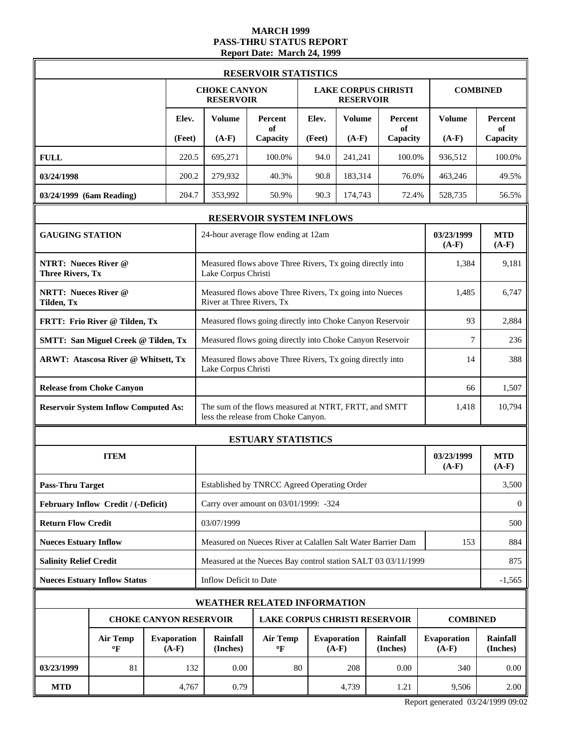# MARCH 1999
# PASS-THRU STATUS REPORT
## Report Date: March 24, 1999

### RESERVOIR STATISTICS

| | CHOKE CANYON RESERVOIR | | | LAKE CORPUS CHRISTI RESERVOIR | | | COMBINED | |
|---|---|---|---|---|---|---|---|---|
| | Elev. (Feet) | Volume (A-F) | Percent of Capacity | Elev. (Feet) | Volume (A-F) | Percent of Capacity | Volume (A-F) | Percent of Capacity |
| **FULL** | 220.5 | 695,271 | 100.0% | 94.0 | 241,241 | 100.0% | 936,512 | 100.0% |
| **03/24/1998** | 200.2 | 279,932 | 40.3% | 90.8 | 183,314 | 76.0% | 463,246 | 49.5% |
| **03/24/1999 (6am Reading)** | 204.7 | 353,992 | 50.9% | 90.3 | 174,743 | 72.4% | 528,735 | 56.5% |

### RESERVOIR SYSTEM INFLOWS

| GAUGING STATION | 24-hour average flow ending at 12am | 03/23/1999 (A-F) | MTD (A-F) |
|---|---|---|---|
| **NTRT: Nueces River @ Three Rivers, Tx** | Measured flows above Three Rivers, Tx going directly into Lake Corpus Christi | 1,384 | 9,181 |
| **NRTT: Nueces River @ Tilden, Tx** | Measured flows above Three Rivers, Tx going into Nueces River at Three Rivers, Tx | 1,485 | 6,747 |
| **FRTT: Frio River @ Tilden, Tx** | Measured flows going directly into Choke Canyon Reservoir | 93 | 2,884 |
| **SMTT: San Miguel Creek @ Tilden, Tx** | Measured flows going directly into Choke Canyon Reservoir | 7 | 236 |
| **ARWT: Atascosa River @ Whitsett, Tx** | Measured flows above Three Rivers, Tx going directly into Lake Corpus Christi | 14 | 388 |
| **Release from Choke Canyon** | | 66 | 1,507 |
| **Reservoir System Inflow Computed As:** | The sum of the flows measured at NTRT, FRTT, and SMTT less the release from Choke Canyon. | 1,418 | 10,794 |

### ESTUARY STATISTICS

| ITEM | | 03/23/1999 (A-F) | MTD (A-F) |
|---|---|---|---|
| **Pass-Thru Target** | Established by TNRCC Agreed Operating Order | | 3,500 |
| **February Inflow Credit / (-Deficit)** | Carry over amount on 03/01/1999: -324 | | 0 |
| **Return Flow Credit** | 03/07/1999 | | 500 |
| **Nueces Estuary Inflow** | Measured on Nueces River at Calallen Salt Water Barrier Dam | 153 | 884 |
| **Salinity Relief Credit** | Measured at the Nueces Bay control station SALT 03 03/11/1999 | | 875 |
| **Nueces Estuary Inflow Status** | Inflow Deficit to Date | | -1,565 |

### WEATHER RELATED INFORMATION

| | CHOKE CANYON RESERVOIR | | | LAKE CORPUS CHRISTI RESERVOIR | | | COMBINED | |
|---|---|---|---|---|---|---|---|---|
| | Air Temp °F | Evaporation (A-F) | Rainfall (Inches) | Air Temp °F | Evaporation (A-F) | Rainfall (Inches) | Evaporation (A-F) | Rainfall (Inches) |
| **03/23/1999** | 81 | 132 | 0.00 | 80 | 208 | 0.00 | 340 | 0.00 |
| **MTD** | | 4,767 | 0.79 | | 4,739 | 1.21 | 9,506 | 2.00 |

Report generated 03/24/1999 09:02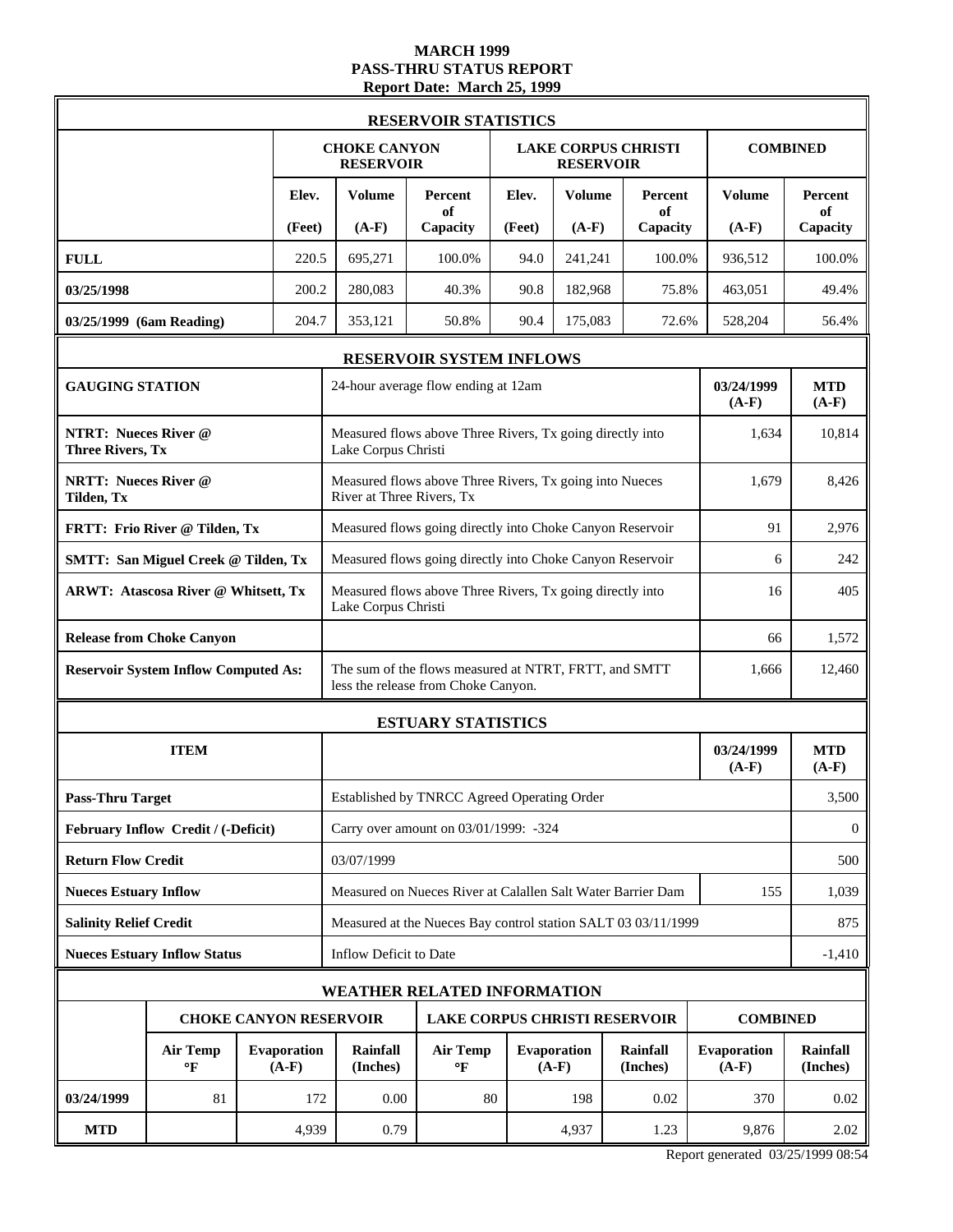# MARCH 1999
## PASS-THRU STATUS REPORT
### Report Date: March 25, 1999

## RESERVOIR STATISTICS

| | CHOKE CANYON RESERVOIR | | | LAKE CORPUS CHRISTI RESERVOIR | | | COMBINED | |
|---|---|---|---|---|---|---|---|---|
| | Elev. (Feet) | Volume (A-F) | Percent of Capacity | Elev. (Feet) | Volume (A-F) | Percent of Capacity | Volume (A-F) | Percent of Capacity |
| **FULL** | 220.5 | 695,271 | 100.0% | 94.0 | 241,241 | 100.0% | 936,512 | 100.0% |
| **03/25/1998** | 200.2 | 280,083 | 40.3% | 90.8 | 182,968 | 75.8% | 463,051 | 49.4% |
| **03/25/1999 (6am Reading)** | 204.7 | 353,121 | 50.8% | 90.4 | 175,083 | 72.6% | 528,204 | 56.4% |

## RESERVOIR SYSTEM INFLOWS

| GAUGING STATION | 24-hour average flow ending at 12am | 03/24/1999 (A-F) | MTD (A-F) |
|---|---|---|---|
| **NTRT: Nueces River @ Three Rivers, Tx** | Measured flows above Three Rivers, Tx going directly into Lake Corpus Christi | 1,634 | 10,814 |
| **NRTT: Nueces River @ Tilden, Tx** | Measured flows above Three Rivers, Tx going into Nueces River at Three Rivers, Tx | 1,679 | 8,426 |
| **FRTT: Frio River @ Tilden, Tx** | Measured flows going directly into Choke Canyon Reservoir | 91 | 2,976 |
| **SMTT: San Miguel Creek @ Tilden, Tx** | Measured flows going directly into Choke Canyon Reservoir | 6 | 242 |
| **ARWT: Atascosa River @ Whitsett, Tx** | Measured flows above Three Rivers, Tx going directly into Lake Corpus Christi | 16 | 405 |
| **Release from Choke Canyon** | | 66 | 1,572 |
| **Reservoir System Inflow Computed As:** | The sum of the flows measured at NTRT, FRTT, and SMTT less the release from Choke Canyon. | 1,666 | 12,460 |

## ESTUARY STATISTICS

| ITEM | | 03/24/1999 (A-F) | MTD (A-F) |
|---|---|---|---|
| **Pass-Thru Target** | Established by TNRCC Agreed Operating Order | | 3,500 |
| **February Inflow Credit / (-Deficit)** | Carry over amount on 03/01/1999: -324 | | 0 |
| **Return Flow Credit** | 03/07/1999 | | 500 |
| **Nueces Estuary Inflow** | Measured on Nueces River at Calallen Salt Water Barrier Dam | 155 | 1,039 |
| **Salinity Relief Credit** | Measured at the Nueces Bay control station SALT 03 03/11/1999 | | 875 |
| **Nueces Estuary Inflow Status** | Inflow Deficit to Date | | -1,410 |

## WEATHER RELATED INFORMATION

| | CHOKE CANYON RESERVOIR | | | LAKE CORPUS CHRISTI RESERVOIR | | | COMBINED | |
|---|---|---|---|---|---|---|---|---|
| | Air Temp °F | Evaporation (A-F) | Rainfall (Inches) | Air Temp °F | Evaporation (A-F) | Rainfall (Inches) | Evaporation (A-F) | Rainfall (Inches) |
| **03/24/1999** | 81 | 172 | 0.00 | 80 | 198 | 0.02 | 370 | 0.02 |
| **MTD** | | 4,939 | 0.79 | | 4,937 | 1.23 | 9,876 | 2.02 |

Report generated 03/25/1999 08:54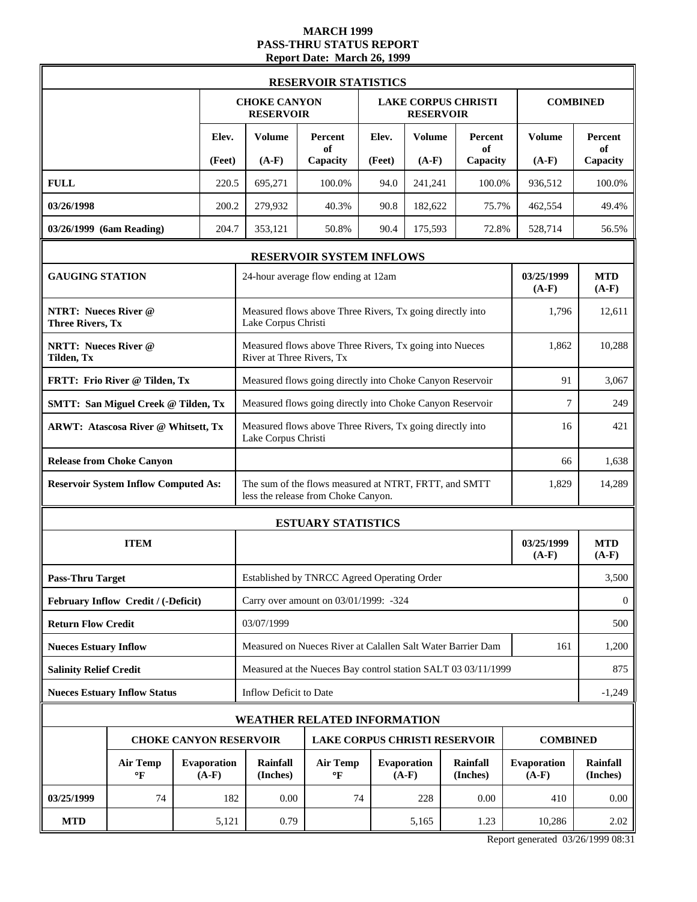# MARCH 1999
# PASS-THRU STATUS REPORT
## Report Date: March 26, 1999

### RESERVOIR STATISTICS

| | CHOKE CANYON RESERVOIR | | | LAKE CORPUS CHRISTI RESERVOIR | | | COMBINED | |
|---|---|---|---|---|---|---|---|---|
| | Elev. (Feet) | Volume (A-F) | Percent of Capacity | Elev. (Feet) | Volume (A-F) | Percent of Capacity | Volume (A-F) | Percent of Capacity |
| **FULL** | 220.5 | 695,271 | 100.0% | 94.0 | 241,241 | 100.0% | 936,512 | 100.0% |
| **03/26/1998** | 200.2 | 279,932 | 40.3% | 90.8 | 182,622 | 75.7% | 462,554 | 49.4% |
| **03/26/1999 (6am Reading)** | 204.7 | 353,121 | 50.8% | 90.4 | 175,593 | 72.8% | 528,714 | 56.5% |

### RESERVOIR SYSTEM INFLOWS

| GAUGING STATION | 24-hour average flow ending at 12am | 03/25/1999 (A-F) | MTD (A-F) |
|---|---|---|---|
| **NTRT: Nueces River @ Three Rivers, Tx** | Measured flows above Three Rivers, Tx going directly into Lake Corpus Christi | 1,796 | 12,611 |
| **NRTT: Nueces River @ Tilden, Tx** | Measured flows above Three Rivers, Tx going into Nueces River at Three Rivers, Tx | 1,862 | 10,288 |
| **FRTT: Frio River @ Tilden, Tx** | Measured flows going directly into Choke Canyon Reservoir | 91 | 3,067 |
| **SMTT: San Miguel Creek @ Tilden, Tx** | Measured flows going directly into Choke Canyon Reservoir | 7 | 249 |
| **ARWT: Atascosa River @ Whitsett, Tx** | Measured flows above Three Rivers, Tx going directly into Lake Corpus Christi | 16 | 421 |
| **Release from Choke Canyon** | | 66 | 1,638 |
| **Reservoir System Inflow Computed As:** | The sum of the flows measured at NTRT, FRTT, and SMTT less the release from Choke Canyon. | 1,829 | 14,289 |

### ESTUARY STATISTICS

| ITEM | | 03/25/1999 (A-F) | MTD (A-F) |
|---|---|---|---|
| **Pass-Thru Target** | Established by TNRCC Agreed Operating Order | | 3,500 |
| **February Inflow Credit / (-Deficit)** | Carry over amount on 03/01/1999: -324 | | 0 |
| **Return Flow Credit** | 03/07/1999 | | 500 |
| **Nueces Estuary Inflow** | Measured on Nueces River at Calallen Salt Water Barrier Dam | 161 | 1,200 |
| **Salinity Relief Credit** | Measured at the Nueces Bay control station SALT 03 03/11/1999 | | 875 |
| **Nueces Estuary Inflow Status** | Inflow Deficit to Date | | -1,249 |

### WEATHER RELATED INFORMATION

| | CHOKE CANYON RESERVOIR | | | LAKE CORPUS CHRISTI RESERVOIR | | | COMBINED | |
|---|---|---|---|---|---|---|---|---|
| | Air Temp °F | Evaporation (A-F) | Rainfall (Inches) | Air Temp °F | Evaporation (A-F) | Rainfall (Inches) | Evaporation (A-F) | Rainfall (Inches) |
| **03/25/1999** | 74 | 182 | 0.00 | 74 | 228 | 0.00 | 410 | 0.00 |
| **MTD** | | 5,121 | 0.79 | | 5,165 | 1.23 | 10,286 | 2.02 |

Report generated 03/26/1999 08:31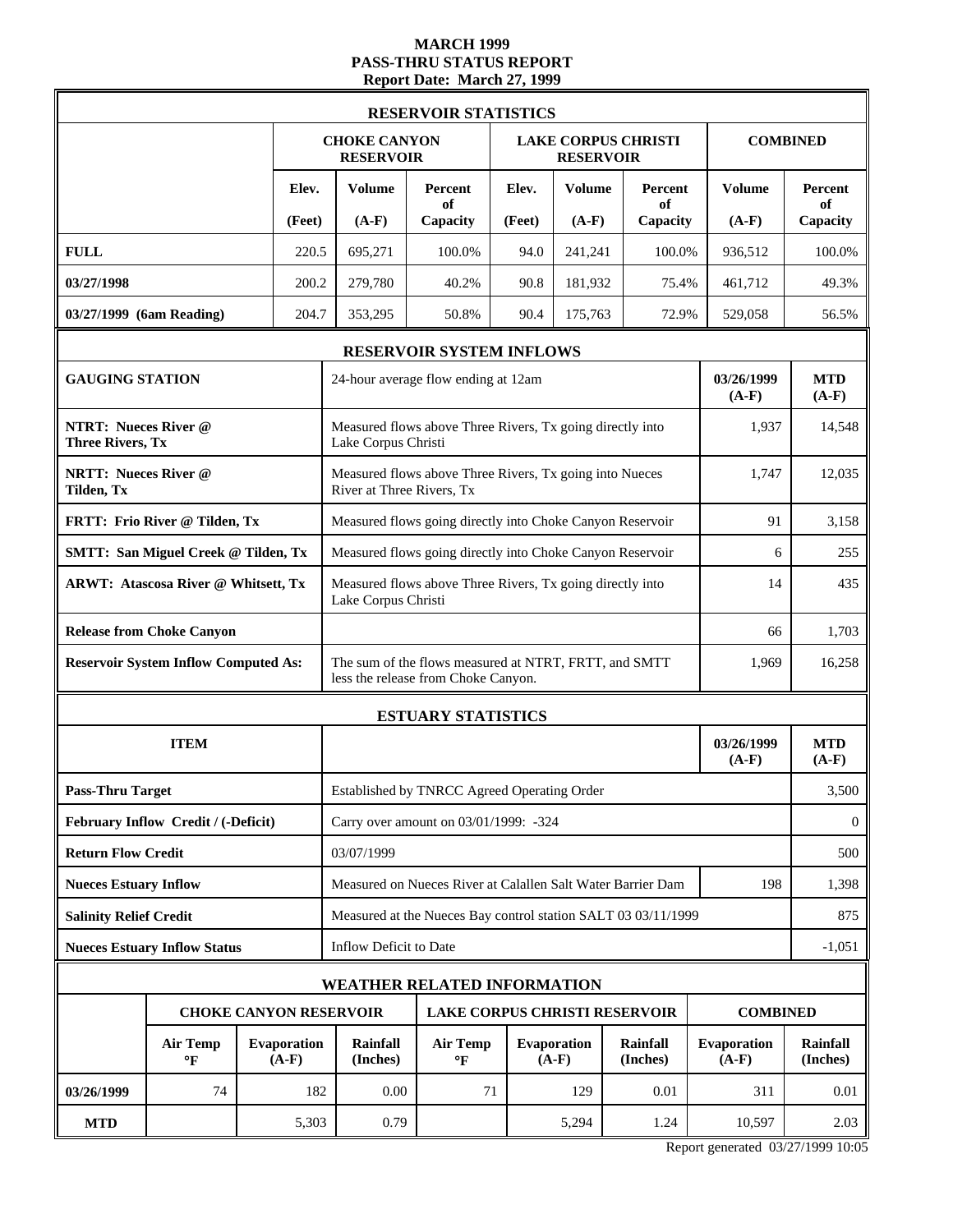# MARCH 1999
## PASS-THRU STATUS REPORT
### Report Date: March 27, 1999

## RESERVOIR STATISTICS

| | CHOKE CANYON RESERVOIR | | | LAKE CORPUS CHRISTI RESERVOIR | | | COMBINED | |
|---|---|---|---|---|---|---|---|---|
| | Elev. (Feet) | Volume (A-F) | Percent of Capacity | Elev. (Feet) | Volume (A-F) | Percent of Capacity | Volume (A-F) | Percent of Capacity |
| **FULL** | 220.5 | 695,271 | 100.0% | 94.0 | 241,241 | 100.0% | 936,512 | 100.0% |
| **03/27/1998** | 200.2 | 279,780 | 40.2% | 90.8 | 181,932 | 75.4% | 461,712 | 49.3% |
| **03/27/1999 (6am Reading)** | 204.7 | 353,295 | 50.8% | 90.4 | 175,763 | 72.9% | 529,058 | 56.5% |

## RESERVOIR SYSTEM INFLOWS

| GAUGING STATION | 24-hour average flow ending at 12am | 03/26/1999 (A-F) | MTD (A-F) |
|---|---|---|---|
| **NTRT: Nueces River @ Three Rivers, Tx** | Measured flows above Three Rivers, Tx going directly into Lake Corpus Christi | 1,937 | 14,548 |
| **NRTT: Nueces River @ Tilden, Tx** | Measured flows above Three Rivers, Tx going into Nueces River at Three Rivers, Tx | 1,747 | 12,035 |
| **FRTT: Frio River @ Tilden, Tx** | Measured flows going directly into Choke Canyon Reservoir | 91 | 3,158 |
| **SMTT: San Miguel Creek @ Tilden, Tx** | Measured flows going directly into Choke Canyon Reservoir | 6 | 255 |
| **ARWT: Atascosa River @ Whitsett, Tx** | Measured flows above Three Rivers, Tx going directly into Lake Corpus Christi | 14 | 435 |
| **Release from Choke Canyon** | | 66 | 1,703 |
| **Reservoir System Inflow Computed As:** | The sum of the flows measured at NTRT, FRTT, and SMTT less the release from Choke Canyon. | 1,969 | 16,258 |

## ESTUARY STATISTICS

| ITEM | | 03/26/1999 (A-F) | MTD (A-F) |
|---|---|---|---|
| **Pass-Thru Target** | Established by TNRCC Agreed Operating Order | | 3,500 |
| **February Inflow Credit / (-Deficit)** | Carry over amount on 03/01/1999: -324 | | 0 |
| **Return Flow Credit** | 03/07/1999 | | 500 |
| **Nueces Estuary Inflow** | Measured on Nueces River at Calallen Salt Water Barrier Dam | 198 | 1,398 |
| **Salinity Relief Credit** | Measured at the Nueces Bay control station SALT 03 03/11/1999 | | 875 |
| **Nueces Estuary Inflow Status** | Inflow Deficit to Date | | -1,051 |

## WEATHER RELATED INFORMATION

| | CHOKE CANYON RESERVOIR | | | LAKE CORPUS CHRISTI RESERVOIR | | | COMBINED | |
|---|---|---|---|---|---|---|---|---|
| | Air Temp °F | Evaporation (A-F) | Rainfall (Inches) | Air Temp °F | Evaporation (A-F) | Rainfall (Inches) | Evaporation (A-F) | Rainfall (Inches) |
| **03/26/1999** | 74 | 182 | 0.00 | 71 | 129 | 0.01 | 311 | 0.01 |
| **MTD** | | 5,303 | 0.79 | | 5,294 | 1.24 | 10,597 | 2.03 |

Report generated 03/27/1999 10:05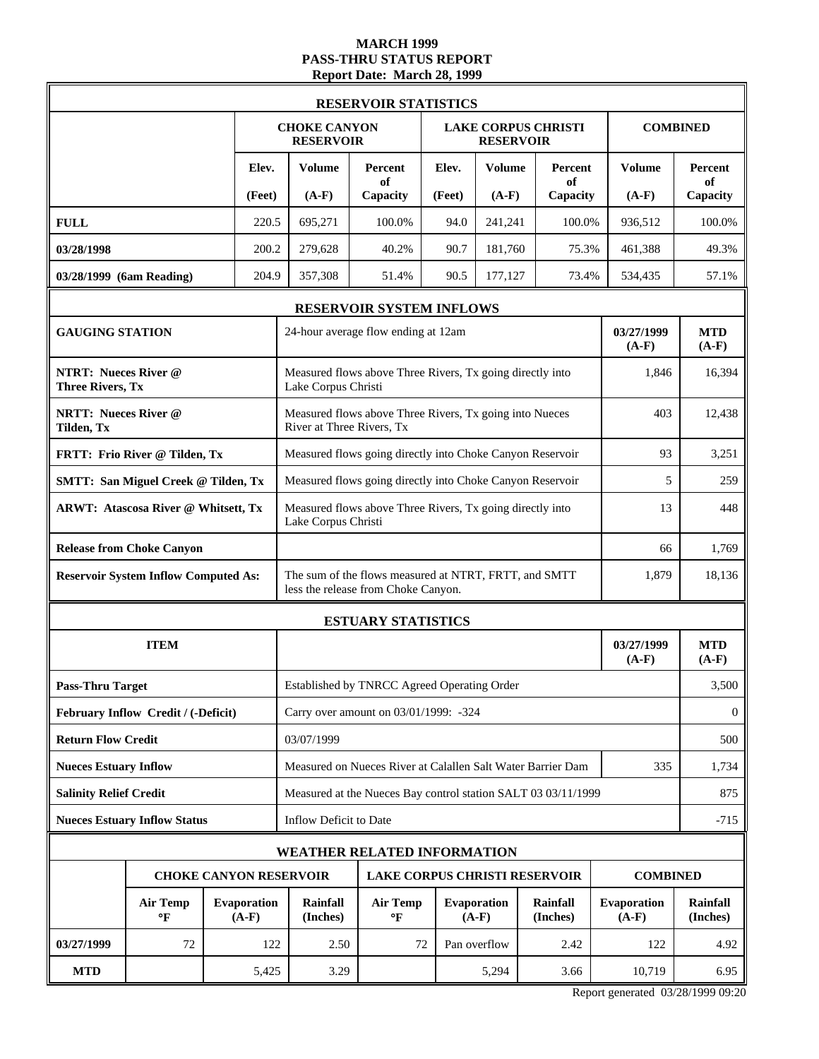# MARCH 1999
# PASS-THRU STATUS REPORT
## Report Date: March 28, 1999

### RESERVOIR STATISTICS

| | CHOKE CANYON RESERVOIR | | | LAKE CORPUS CHRISTI RESERVOIR | | | COMBINED | |
|---|---|---|---|---|---|---|---|---|
| | Elev. (Feet) | Volume (A-F) | Percent of Capacity | Elev. (Feet) | Volume (A-F) | Percent of Capacity | Volume (A-F) | Percent of Capacity |
| **FULL** | 220.5 | 695,271 | 100.0% | 94.0 | 241,241 | 100.0% | 936,512 | 100.0% |
| **03/28/1998** | 200.2 | 279,628 | 40.2% | 90.7 | 181,760 | 75.3% | 461,388 | 49.3% |
| **03/28/1999 (6am Reading)** | 204.9 | 357,308 | 51.4% | 90.5 | 177,127 | 73.4% | 534,435 | 57.1% |

### RESERVOIR SYSTEM INFLOWS

| GAUGING STATION | 24-hour average flow ending at 12am | 03/27/1999 (A-F) | MTD (A-F) |
|---|---|---|---|
| **NTRT: Nueces River @ Three Rivers, Tx** | Measured flows above Three Rivers, Tx going directly into Lake Corpus Christi | 1,846 | 16,394 |
| **NRTT: Nueces River @ Tilden, Tx** | Measured flows above Three Rivers, Tx going into Nueces River at Three Rivers, Tx | 403 | 12,438 |
| **FRTT: Frio River @ Tilden, Tx** | Measured flows going directly into Choke Canyon Reservoir | 93 | 3,251 |
| **SMTT: San Miguel Creek @ Tilden, Tx** | Measured flows going directly into Choke Canyon Reservoir | 5 | 259 |
| **ARWT: Atascosa River @ Whitsett, Tx** | Measured flows above Three Rivers, Tx going directly into Lake Corpus Christi | 13 | 448 |
| **Release from Choke Canyon** | | 66 | 1,769 |
| **Reservoir System Inflow Computed As:** | The sum of the flows measured at NTRT, FRTT, and SMTT less the release from Choke Canyon. | 1,879 | 18,136 |

### ESTUARY STATISTICS

| ITEM | | 03/27/1999 (A-F) | MTD (A-F) |
|---|---|---|---|
| **Pass-Thru Target** | Established by TNRCC Agreed Operating Order | | 3,500 |
| **February Inflow Credit / (-Deficit)** | Carry over amount on 03/01/1999: -324 | | 0 |
| **Return Flow Credit** | 03/07/1999 | | 500 |
| **Nueces Estuary Inflow** | Measured on Nueces River at Calallen Salt Water Barrier Dam | 335 | 1,734 |
| **Salinity Relief Credit** | Measured at the Nueces Bay control station SALT 03 03/11/1999 | | 875 |
| **Nueces Estuary Inflow Status** | Inflow Deficit to Date | | -715 |

### WEATHER RELATED INFORMATION

| | CHOKE CANYON RESERVOIR | | | LAKE CORPUS CHRISTI RESERVOIR | | | COMBINED | |
|---|---|---|---|---|---|---|---|---|
| | Air Temp °F | Evaporation (A-F) | Rainfall (Inches) | Air Temp °F | Evaporation (A-F) | Rainfall (Inches) | Evaporation (A-F) | Rainfall (Inches) |
| **03/27/1999** | 72 | 122 | 2.50 | 72 | Pan overflow | 2.42 | 122 | 4.92 |
| **MTD** | | 5,425 | 3.29 | | 5,294 | 3.66 | 10,719 | 6.95 |

Report generated 03/28/1999 09:20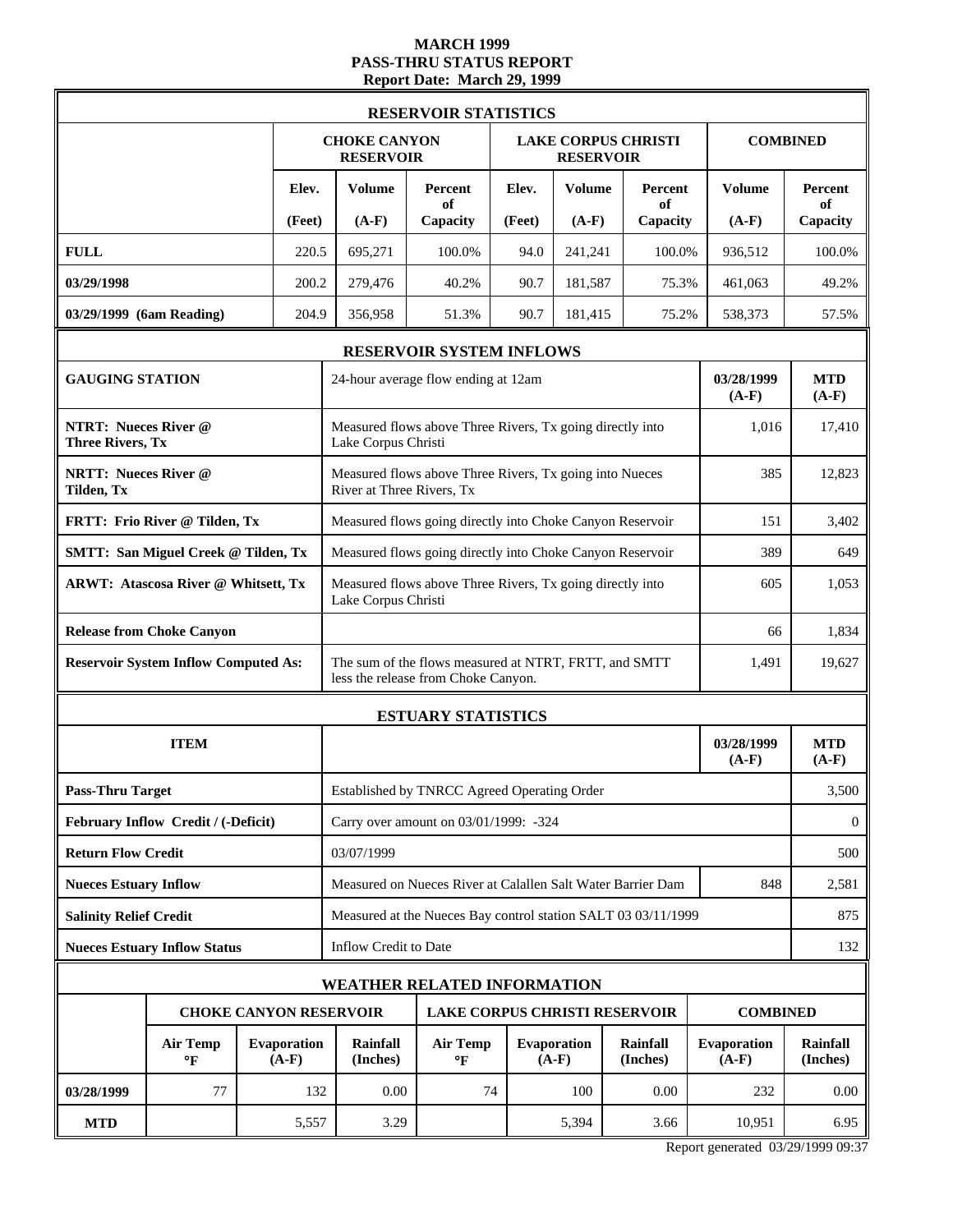# MARCH 1999
# PASS-THRU STATUS REPORT
## Report Date: March 29, 1999

| RESERVOIR STATISTICS | | | | | | | | |
|---|---|---|---|---|---|---|---|---|
| | CHOKE CANYON RESERVOIR | | | LAKE CORPUS CHRISTI RESERVOIR | | | COMBINED | |
| | Elev. (Feet) | Volume (A-F) | Percent of Capacity | Elev. (Feet) | Volume (A-F) | Percent of Capacity | Volume (A-F) | Percent of Capacity |
| **FULL** | 220.5 | 695,271 | 100.0% | 94.0 | 241,241 | 100.0% | 936,512 | 100.0% |
| **03/29/1998** | 200.2 | 279,476 | 40.2% | 90.7 | 181,587 | 75.3% | 461,063 | 49.2% |
| **03/29/1999 (6am Reading)** | 204.9 | 356,958 | 51.3% | 90.7 | 181,415 | 75.2% | 538,373 | 57.5% |

| RESERVOIR SYSTEM INFLOWS | | | |
|---|---|---|---|
| **GAUGING STATION** | 24-hour average flow ending at 12am | **03/28/1999 (A-F)** | **MTD (A-F)** |
| **NTRT: Nueces River @ Three Rivers, Tx** | Measured flows above Three Rivers, Tx going directly into Lake Corpus Christi | 1,016 | 17,410 |
| **NRTT: Nueces River @ Tilden, Tx** | Measured flows above Three Rivers, Tx going into Nueces River at Three Rivers, Tx | 385 | 12,823 |
| **FRTT: Frio River @ Tilden, Tx** | Measured flows going directly into Choke Canyon Reservoir | 151 | 3,402 |
| **SMTT: San Miguel Creek @ Tilden, Tx** | Measured flows going directly into Choke Canyon Reservoir | 389 | 649 |
| **ARWT: Atascosa River @ Whitsett, Tx** | Measured flows above Three Rivers, Tx going directly into Lake Corpus Christi | 605 | 1,053 |
| **Release from Choke Canyon** | | 66 | 1,834 |
| **Reservoir System Inflow Computed As:** | The sum of the flows measured at NTRT, FRTT, and SMTT less the release from Choke Canyon. | 1,491 | 19,627 |

| ESTUARY STATISTICS | | | |
|---|---|---|---|
| **ITEM** | | **03/28/1999 (A-F)** | **MTD (A-F)** |
| **Pass-Thru Target** | Established by TNRCC Agreed Operating Order | | 3,500 |
| **February Inflow Credit / (-Deficit)** | Carry over amount on 03/01/1999: -324 | | 0 |
| **Return Flow Credit** | 03/07/1999 | | 500 |
| **Nueces Estuary Inflow** | Measured on Nueces River at Calallen Salt Water Barrier Dam | 848 | 2,581 |
| **Salinity Relief Credit** | Measured at the Nueces Bay control station SALT 03 03/11/1999 | | 875 |
| **Nueces Estuary Inflow Status** | Inflow Credit to Date | | 132 |

| WEATHER RELATED INFORMATION | | | | | | | | |
|---|---|---|---|---|---|---|---|---|
| | CHOKE CANYON RESERVOIR | | | LAKE CORPUS CHRISTI RESERVOIR | | | COMBINED | |
| | Air Temp °F | Evaporation (A-F) | Rainfall (Inches) | Air Temp °F | Evaporation (A-F) | Rainfall (Inches) | Evaporation (A-F) | Rainfall (Inches) |
| **03/28/1999** | 77 | 132 | 0.00 | 74 | 100 | 0.00 | 232 | 0.00 |
| **MTD** | | 5,557 | 3.29 | | 5,394 | 3.66 | 10,951 | 6.95 |

Report generated 03/29/1999 09:37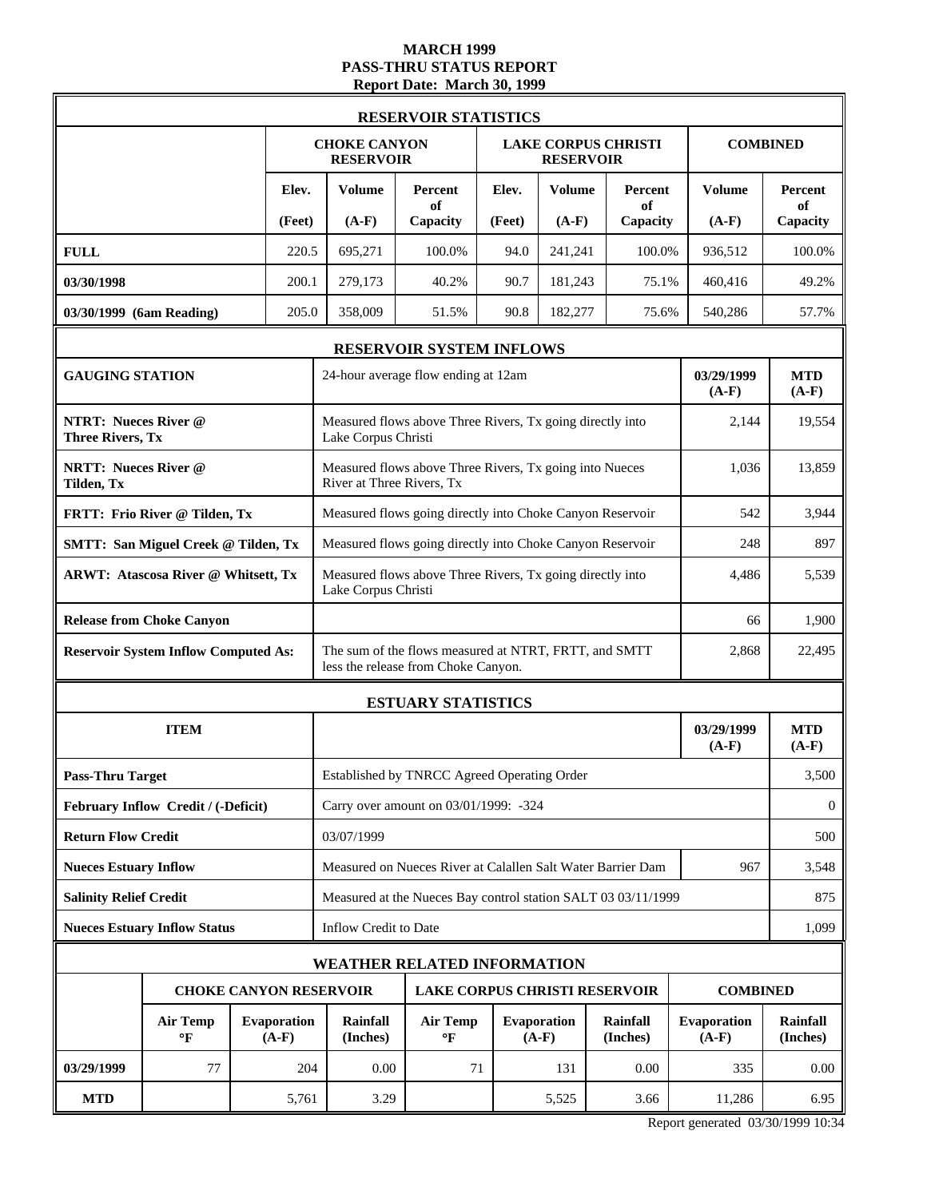# MARCH 1999
# PASS-THRU STATUS REPORT
## Report Date: March 30, 1999

### RESERVOIR STATISTICS

| | CHOKE CANYON RESERVOIR | | | LAKE CORPUS CHRISTI RESERVOIR | | | COMBINED | |
|---|---|---|---|---|---|---|---|---|
| | Elev. (Feet) | Volume (A-F) | Percent of Capacity | Elev. (Feet) | Volume (A-F) | Percent of Capacity | Volume (A-F) | Percent of Capacity |
| **FULL** | 220.5 | 695,271 | 100.0% | 94.0 | 241,241 | 100.0% | 936,512 | 100.0% |
| **03/30/1998** | 200.1 | 279,173 | 40.2% | 90.7 | 181,243 | 75.1% | 460,416 | 49.2% |
| **03/30/1999 (6am Reading)** | 205.0 | 358,009 | 51.5% | 90.8 | 182,277 | 75.6% | 540,286 | 57.7% |

### RESERVOIR SYSTEM INFLOWS

| GAUGING STATION | 24-hour average flow ending at 12am | 03/29/1999 (A-F) | MTD (A-F) |
|---|---|---|---|
| **NTRT: Nueces River @ Three Rivers, Tx** | Measured flows above Three Rivers, Tx going directly into Lake Corpus Christi | 2,144 | 19,554 |
| **NRTT: Nueces River @ Tilden, Tx** | Measured flows above Three Rivers, Tx going into Nueces River at Three Rivers, Tx | 1,036 | 13,859 |
| **FRTT: Frio River @ Tilden, Tx** | Measured flows going directly into Choke Canyon Reservoir | 542 | 3,944 |
| **SMTT: San Miguel Creek @ Tilden, Tx** | Measured flows going directly into Choke Canyon Reservoir | 248 | 897 |
| **ARWT: Atascosa River @ Whitsett, Tx** | Measured flows above Three Rivers, Tx going directly into Lake Corpus Christi | 4,486 | 5,539 |
| **Release from Choke Canyon** | | 66 | 1,900 |
| **Reservoir System Inflow Computed As:** | The sum of the flows measured at NTRT, FRTT, and SMTT less the release from Choke Canyon. | 2,868 | 22,495 |

### ESTUARY STATISTICS

| ITEM | | 03/29/1999 (A-F) | MTD (A-F) |
|---|---|---|---|
| **Pass-Thru Target** | Established by TNRCC Agreed Operating Order | | 3,500 |
| **February Inflow Credit / (-Deficit)** | Carry over amount on 03/01/1999: -324 | | 0 |
| **Return Flow Credit** | 03/07/1999 | | 500 |
| **Nueces Estuary Inflow** | Measured on Nueces River at Calallen Salt Water Barrier Dam | 967 | 3,548 |
| **Salinity Relief Credit** | Measured at the Nueces Bay control station SALT 03 03/11/1999 | | 875 |
| **Nueces Estuary Inflow Status** | Inflow Credit to Date | | 1,099 |

### WEATHER RELATED INFORMATION

| | CHOKE CANYON RESERVOIR | | | LAKE CORPUS CHRISTI RESERVOIR | | | COMBINED | |
|---|---|---|---|---|---|---|---|---|
| | Air Temp °F | Evaporation (A-F) | Rainfall (Inches) | Air Temp °F | Evaporation (A-F) | Rainfall (Inches) | Evaporation (A-F) | Rainfall (Inches) |
| **03/29/1999** | 77 | 204 | 0.00 | 71 | 131 | 0.00 | 335 | 0.00 |
| **MTD** | | 5,761 | 3.29 | | 5,525 | 3.66 | 11,286 | 6.95 |

Report generated 03/30/1999 10:34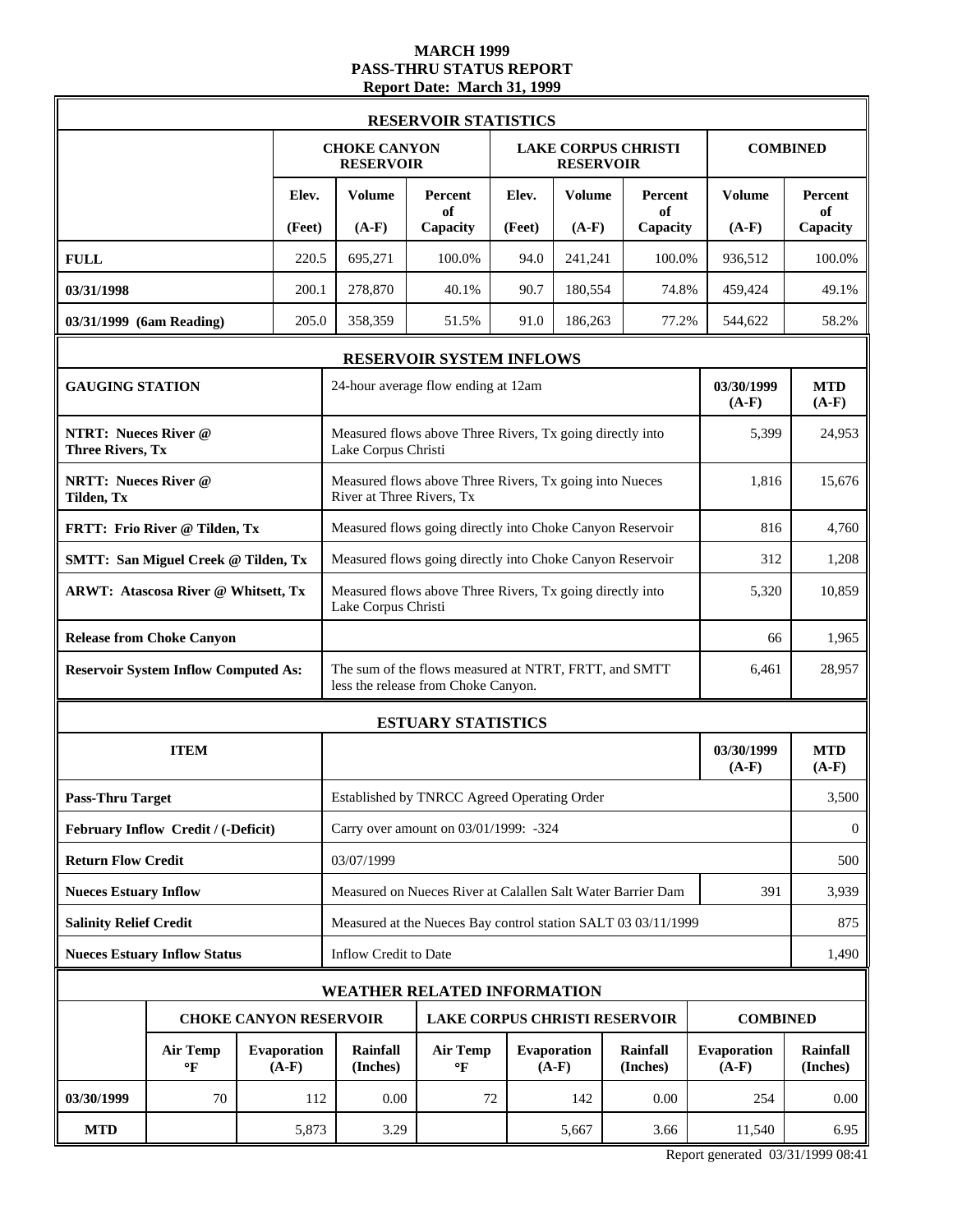# MARCH 1999
# PASS-THRU STATUS REPORT
## Report Date: March 31, 1999

### RESERVOIR STATISTICS

| | CHOKE CANYON RESERVOIR | | | LAKE CORPUS CHRISTI RESERVOIR | | | COMBINED | |
|---|---|---|---|---|---|---|---|---|
| | Elev. (Feet) | Volume (A-F) | Percent of Capacity | Elev. (Feet) | Volume (A-F) | Percent of Capacity | Volume (A-F) | Percent of Capacity |
| **FULL** | 220.5 | 695,271 | 100.0% | 94.0 | 241,241 | 100.0% | 936,512 | 100.0% |
| **03/31/1998** | 200.1 | 278,870 | 40.1% | 90.7 | 180,554 | 74.8% | 459,424 | 49.1% |
| **03/31/1999 (6am Reading)** | 205.0 | 358,359 | 51.5% | 91.0 | 186,263 | 77.2% | 544,622 | 58.2% |

### RESERVOIR SYSTEM INFLOWS

| GAUGING STATION | 24-hour average flow ending at 12am | 03/30/1999 (A-F) | MTD (A-F) |
|---|---|---|---|
| **NTRT: Nueces River @ Three Rivers, Tx** | Measured flows above Three Rivers, Tx going directly into Lake Corpus Christi | 5,399 | 24,953 |
| **NRTT: Nueces River @ Tilden, Tx** | Measured flows above Three Rivers, Tx going into Nueces River at Three Rivers, Tx | 1,816 | 15,676 |
| **FRTT: Frio River @ Tilden, Tx** | Measured flows going directly into Choke Canyon Reservoir | 816 | 4,760 |
| **SMTT: San Miguel Creek @ Tilden, Tx** | Measured flows going directly into Choke Canyon Reservoir | 312 | 1,208 |
| **ARWT: Atascosa River @ Whitsett, Tx** | Measured flows above Three Rivers, Tx going directly into Lake Corpus Christi | 5,320 | 10,859 |
| **Release from Choke Canyon** | | 66 | 1,965 |
| **Reservoir System Inflow Computed As:** | The sum of the flows measured at NTRT, FRTT, and SMTT less the release from Choke Canyon. | 6,461 | 28,957 |

### ESTUARY STATISTICS

| ITEM | | 03/30/1999 (A-F) | MTD (A-F) |
|---|---|---|---|
| **Pass-Thru Target** | Established by TNRCC Agreed Operating Order | | 3,500 |
| **February Inflow Credit / (-Deficit)** | Carry over amount on 03/01/1999: -324 | | 0 |
| **Return Flow Credit** | 03/07/1999 | | 500 |
| **Nueces Estuary Inflow** | Measured on Nueces River at Calallen Salt Water Barrier Dam | 391 | 3,939 |
| **Salinity Relief Credit** | Measured at the Nueces Bay control station SALT 03 03/11/1999 | | 875 |
| **Nueces Estuary Inflow Status** | Inflow Credit to Date | | 1,490 |

### WEATHER RELATED INFORMATION

| | CHOKE CANYON RESERVOIR | | | LAKE CORPUS CHRISTI RESERVOIR | | | COMBINED | |
|---|---|---|---|---|---|---|---|---|
| | Air Temp °F | Evaporation (A-F) | Rainfall (Inches) | Air Temp °F | Evaporation (A-F) | Rainfall (Inches) | Evaporation (A-F) | Rainfall (Inches) |
| **03/30/1999** | 70 | 112 | 0.00 | 72 | 142 | 0.00 | 254 | 0.00 |
| **MTD** | | 5,873 | 3.29 | | 5,667 | 3.66 | 11,540 | 6.95 |

Report generated 03/31/1999 08:41